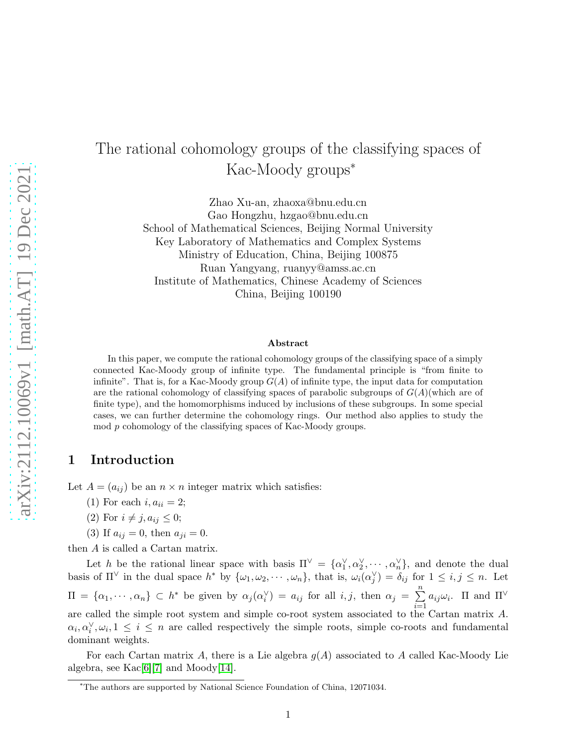# The rational cohomology groups of the classifying spaces of Kac-Moody groups*

Zhao Xu-an, zhaoxa@bnu.edu.cn
Gao Hongzhu, hzgao@bnu.edu.cn
School of Mathematical Sciences, Beijing Normal University
Key Laboratory of Mathematics and Complex Systems
Ministry of Education, China, Beijing 100875
Ruan Yangyang, ruanyy@amss.ac.cn
Institute of Mathematics, Chinese Academy of Sciences
China, Beijing 100190

### Abstract

In this paper, we compute the rational cohomology groups of the classifying space of a simply connected Kac-Moody group of infinite type. The fundamental principle is "from finite to infinite". That is, for a Kac-Moody group $G(A)$ of infinite type, the input data for computation are the rational cohomology of classifying spaces of parabolic subgroups of $G(A)$(which are of finite type), and the homomorphisms induced by inclusions of these subgroups. In some special cases, we can further determine the cohomology rings. Our method also applies to study the mod $p$ cohomology of the classifying spaces of Kac-Moody groups.

## 1 Introduction

Let $A = (a_{ij})$ be an $n \times n$ integer matrix which satisfies:

(1) For each $i, a_{ii} = 2$;

(2) For $i \neq j, a_{ij} \leq 0$;

(3) If $a_{ij} = 0$, then $a_{ji} = 0$.

then $A$ is called a Cartan matrix.

Let $h$ be the rational linear space with basis $\Pi^\vee = \{\alpha_1^\vee, \alpha_2^\vee, \cdots, \alpha_n^\vee\}$, and denote the dual basis of $\Pi^\vee$ in the dual space $h^*$ by $\{\omega_1, \omega_2, \cdots, \omega_n\}$, that is, $\omega_i(\alpha_j^\vee) = \delta_{ij}$ for $1 \leq i, j \leq n$. Let $\Pi = \{\alpha_1, \cdots, \alpha_n\} \subset h^*$ be given by $\alpha_j(\alpha_i^\vee) = a_{ij}$ for all $i, j$, then $\alpha_j = \sum\limits_{i=1}^{n} a_{ij}\omega_i$. $\Pi$ and $\Pi^\vee$ are called the simple root system and simple co-root system associated to the Cartan matrix $A$. $\alpha_i, \alpha_i^\vee, \omega_i, 1 \leq i \leq n$ are called respectively the simple roots, simple co-roots and fundamental dominant weights.

For each Cartan matrix $A$, there is a Lie algebra $g(A)$ associated to $A$ called Kac-Moody Lie algebra, see Kac[6][7] and Moody[14].

*The authors are supported by National Science Foundation of China, 12071034.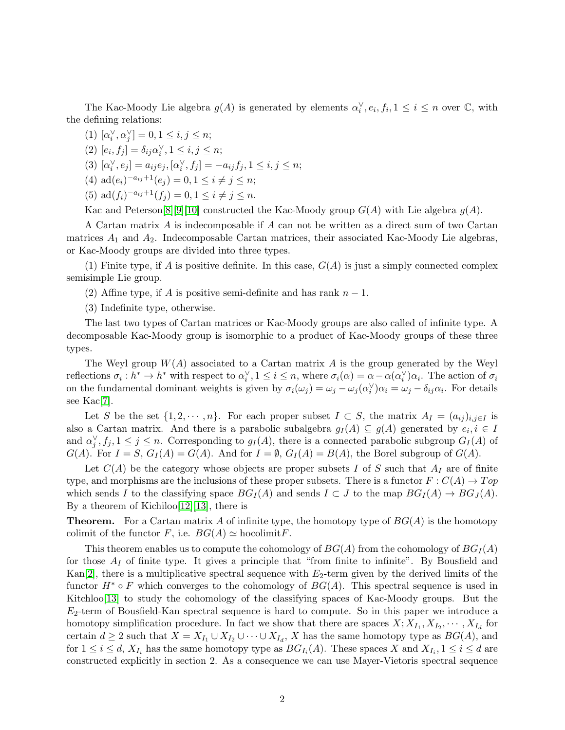The Kac-Moody Lie algebra $g(A)$ is generated by elements $\alpha_i^\vee, e_i, f_i, 1 \leq i \leq n$ over $\mathbb{C}$, with the defining relations:

(1) $[\alpha_i^\vee, \alpha_j^\vee] = 0, 1 \leq i, j \leq n$;

(2) $[e_i, f_j] = \delta_{ij}\alpha_i^\vee, 1 \leq i, j \leq n$;

(3) $[\alpha_i^\vee, e_j] = a_{ij}e_j, [\alpha_i^\vee, f_j] = -a_{ij}f_j, 1 \leq i, j \leq n$;

(4) $\mathrm{ad}(e_i)^{-a_{ij}+1}(e_j) = 0, 1 \leq i \neq j \leq n$;

(5) $\mathrm{ad}(f_i)^{-a_{ij}+1}(f_j) = 0, 1 \leq i \neq j \leq n$.

Kac and Peterson[8][9][10] constructed the Kac-Moody group $G(A)$ with Lie algebra $g(A)$.

A Cartan matrix $A$ is indecomposable if $A$ can not be written as a direct sum of two Cartan matrices $A_1$ and $A_2$. Indecomposable Cartan matrices, their associated Kac-Moody Lie algebras, or Kac-Moody groups are divided into three types.

(1) Finite type, if $A$ is positive definite. In this case, $G(A)$ is just a simply connected complex semisimple Lie group.

(2) Affine type, if $A$ is positive semi-definite and has rank $n-1$.

(3) Indefinite type, otherwise.

The last two types of Cartan matrices or Kac-Moody groups are also called of infinite type. A decomposable Kac-Moody group is isomorphic to a product of Kac-Moody groups of these three types.

The Weyl group $W(A)$ associated to a Cartan matrix $A$ is the group generated by the Weyl reflections $\sigma_i : h^* \to h^*$ with respect to $\alpha_i^\vee, 1 \leq i \leq n$, where $\sigma_i(\alpha) = \alpha - \alpha(\alpha_i^\vee)\alpha_i$. The action of $\sigma_i$ on the fundamental dominant weights is given by $\sigma_i(\omega_j) = \omega_j - \omega_j(\alpha_i^\vee)\alpha_i = \omega_j - \delta_{ij}\alpha_i$. For details see Kac[7].

Let $S$ be the set $\{1, 2, \cdots, n\}$. For each proper subset $I \subset S$, the matrix $A_I = (a_{ij})_{i,j \in I}$ is also a Cartan matrix. And there is a parabolic subalgebra $g_I(A) \subseteq g(A)$ generated by $e_i, i \in I$ and $\alpha_j^\vee, f_j, 1 \leq j \leq n$. Corresponding to $g_I(A)$, there is a connected parabolic subgroup $G_I(A)$ of $G(A)$. For $I = S$, $G_I(A) = G(A)$. And for $I = \emptyset$, $G_I(A) = B(A)$, the Borel subgroup of $G(A)$.

Let $C(A)$ be the category whose objects are proper subsets $I$ of $S$ such that $A_I$ are of finite type, and morphisms are the inclusions of these proper subsets. There is a functor $F : C(A) \to Top$ which sends $I$ to the classifying space $BG_I(A)$ and sends $I \subset J$ to the map $BG_I(A) \to BG_J(A)$. By a theorem of Kichiloo[12][13], there is

**Theorem.** For a Cartan matrix $A$ of infinite type, the homotopy type of $BG(A)$ is the homotopy colimit of the functor $F$, i.e. $BG(A) \simeq \mathrm{hocolimit}F$.

This theorem enables us to compute the cohomology of $BG(A)$ from the cohomology of $BG_I(A)$ for those $A_I$ of finite type. It gives a principle that "from finite to infinite". By Bousfield and Kan[2], there is a multiplicative spectral sequence with $E_2$-term given by the derived limits of the functor $H^* \circ F$ which converges to the cohomology of $BG(A)$. This spectral sequence is used in Kitchloo[13] to study the cohomology of the classifying spaces of Kac-Moody groups. But the $E_2$-term of Bousfield-Kan spectral sequence is hard to compute. So in this paper we introduce a homotopy simplification procedure. In fact we show that there are spaces $X; X_{I_1}, X_{I_2}, \cdots, X_{I_d}$ for certain $d \geq 2$ such that $X = X_{I_1} \cup X_{I_2} \cup \cdots \cup X_{I_d}$, $X$ has the same homotopy type as $BG(A)$, and for $1 \leq i \leq d$, $X_{I_i}$ has the same homotopy type as $BG_{I_i}(A)$. These spaces $X$ and $X_{I_i}, 1 \leq i \leq d$ are constructed explicitly in section 2. As a consequence we can use Mayer-Vietoris spectral sequence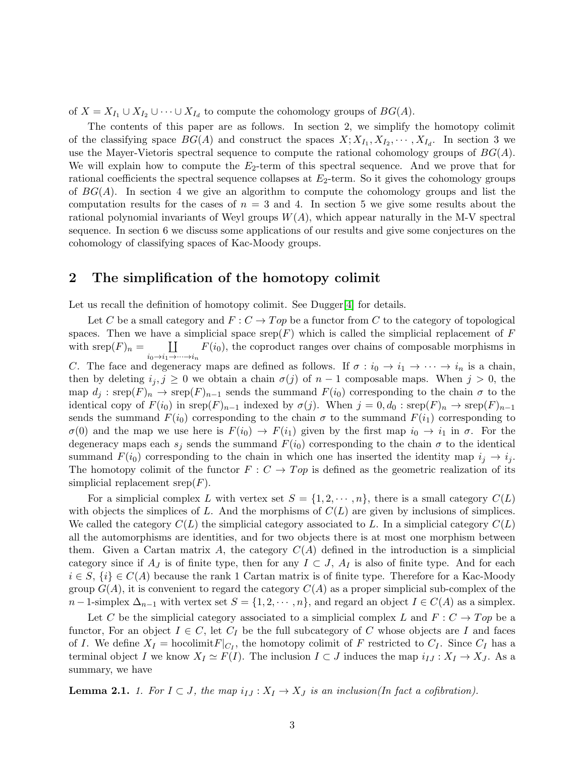of $X = X_{I_1} \cup X_{I_2} \cup \cdots \cup X_{I_d}$ to compute the cohomology groups of $BG(A)$.

The contents of this paper are as follows. In section 2, we simplify the homotopy colimit of the classifying space $BG(A)$ and construct the spaces $X; X_{I_1}, X_{I_2}, \cdots, X_{I_d}$. In section 3 we use the Mayer-Vietoris spectral sequence to compute the rational cohomology groups of $BG(A)$. We will explain how to compute the $E_2$-term of this spectral sequence. And we prove that for rational coefficients the spectral sequence collapses at $E_2$-term. So it gives the cohomology groups of $BG(A)$. In section 4 we give an algorithm to compute the cohomology groups and list the computation results for the cases of $n = 3$ and 4. In section 5 we give some results about the rational polynomial invariants of Weyl groups $W(A)$, which appear naturally in the M-V spectral sequence. In section 6 we discuss some applications of our results and give some conjectures on the cohomology of classifying spaces of Kac-Moody groups.

## 2 The simplification of the homotopy colimit

Let us recall the definition of homotopy colimit. See Dugger[4] for details.

Let $C$ be a small category and $F : C \to Top$ be a functor from $C$ to the category of topological spaces. Then we have a simplicial space $\text{srep}(F)$ which is called the simplicial replacement of $F$ with $\text{srep}(F)_n = \coprod_{i_0 \to i_1 \to \cdots \to i_n} F(i_0)$, the coproduct ranges over chains of composable morphisms in $C$. The face and degeneracy maps are defined as follows. If $\sigma : i_0 \to i_1 \to \cdots \to i_n$ is a chain, then by deleting $i_j, j \geq 0$ we obtain a chain $\sigma(j)$ of $n-1$ composable maps. When $j > 0$, the map $d_j : \text{srep}(F)_n \to \text{srep}(F)_{n-1}$ sends the summand $F(i_0)$ corresponding to the chain $\sigma$ to the identical copy of $F(i_0)$ in $\text{srep}(F)_{n-1}$ indexed by $\sigma(j)$. When $j = 0, d_0 : \text{srep}(F)_n \to \text{srep}(F)_{n-1}$ sends the summand $F(i_0)$ corresponding to the chain $\sigma$ to the summand $F(i_1)$ corresponding to $\sigma(0)$ and the map we use here is $F(i_0) \to F(i_1)$ given by the first map $i_0 \to i_1$ in $\sigma$. For the degeneracy maps each $s_j$ sends the summand $F(i_0)$ corresponding to the chain $\sigma$ to the identical summand $F(i_0)$ corresponding to the chain in which one has inserted the identity map $i_j \to i_j$. The homotopy colimit of the functor $F : C \to Top$ is defined as the geometric realization of its simplicial replacement $\text{srep}(F)$.

For a simplicial complex $L$ with vertex set $S = \{1, 2, \cdots, n\}$, there is a small category $C(L)$ with objects the simplices of $L$. And the morphisms of $C(L)$ are given by inclusions of simplices. We called the category $C(L)$ the simplicial category associated to $L$. In a simplicial category $C(L)$ all the automorphisms are identities, and for two objects there is at most one morphism between them. Given a Cartan matrix $A$, the category $C(A)$ defined in the introduction is a simplicial category since if $A_J$ is of finite type, then for any $I \subset J$, $A_I$ is also of finite type. And for each $i \in S$, $\{i\} \in C(A)$ because the rank 1 Cartan matrix is of finite type. Therefore for a Kac-Moody group $G(A)$, it is convenient to regard the category $C(A)$ as a proper simplicial sub-complex of the $n-1$-simplex $\Delta_{n-1}$ with vertex set $S = \{1, 2, \cdots, n\}$, and regard an object $I \in C(A)$ as a simplex.

Let $C$ be the simplicial category associated to a simplicial complex $L$ and $F : C \to Top$ be a functor, For an object $I \in C$, let $C_I$ be the full subcategory of $C$ whose objects are $I$ and faces of $I$. We define $X_I = \text{hocolimit} F|_{C_I}$, the homotopy colimit of $F$ restricted to $C_I$. Since $C_I$ has a terminal object $I$ we know $X_I \simeq F(I)$. The inclusion $I \subset J$ induces the map $i_{IJ} : X_I \to X_J$. As a summary, we have

**Lemma 2.1.** *1. For $I \subset J$, the map $i_{IJ} : X_I \to X_J$ is an inclusion(In fact a cofibration).*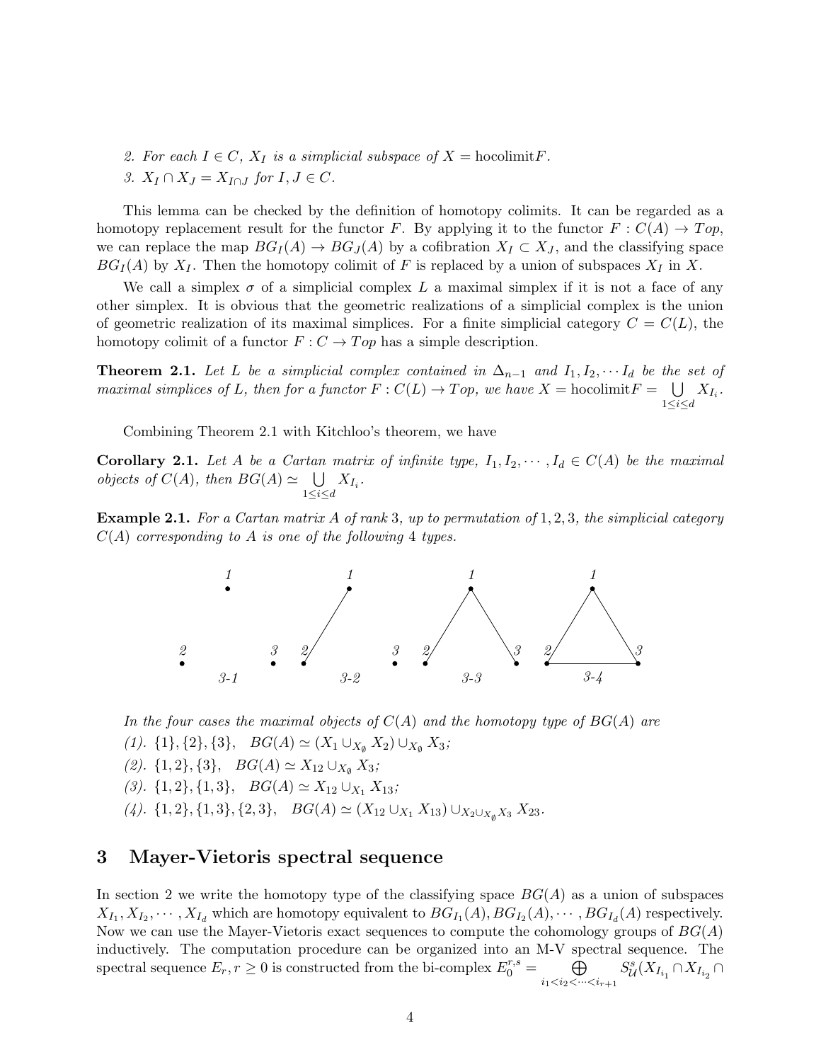2. *For each $I \in C$, $X_I$ is a simplicial subspace of $X = \text{hocolimit} F$.*

3. *$X_I \cap X_J = X_{I \cap J}$ for $I, J \in C$.*

This lemma can be checked by the definition of homotopy colimits. It can be regarded as a homotopy replacement result for the functor $F$. By applying it to the functor $F : C(A) \to Top$, we can replace the map $BG_I(A) \to BG_J(A)$ by a cofibration $X_I \subset X_J$, and the classifying space $BG_I(A)$ by $X_I$. Then the homotopy colimit of $F$ is replaced by a union of subspaces $X_I$ in $X$.

We call a simplex $\sigma$ of a simplicial complex $L$ a maximal simplex if it is not a face of any other simplex. It is obvious that the geometric realizations of a simplicial complex is the union of geometric realization of its maximal simplices. For a finite simplicial category $C = C(L)$, the homotopy colimit of a functor $F : C \to Top$ has a simple description.

**Theorem 2.1.** *Let $L$ be a simplicial complex contained in $\Delta_{n-1}$ and $I_1, I_2, \cdots I_d$ be the set of maximal simplices of $L$, then for a functor $F : C(L) \to Top$, we have $X = \text{hocolimit} F = \bigcup_{1 \le i \le d} X_{I_i}$.*

Combining Theorem 2.1 with Kitchloo's theorem, we have

**Corollary 2.1.** *Let $A$ be a Cartan matrix of infinite type, $I_1, I_2, \cdots, I_d \in C(A)$ be the maximal objects of $C(A)$, then $BG(A) \simeq \bigcup_{1 \le i \le d} X_{I_i}$.*

**Example 2.1.** *For a Cartan matrix $A$ of rank 3, up to permutation of 1, 2, 3, the simplicial category $C(A)$ corresponding to $A$ is one of the following 4 types.*

*In the four cases the maximal objects of $C(A)$ and the homotopy type of $BG(A)$ are*

*(1). $\{1\}, \{2\}, \{3\}$, $\quad BG(A) \simeq (X_1 \cup_{X_\emptyset} X_2) \cup_{X_\emptyset} X_3$;*

*(2). $\{1, 2\}, \{3\}$, $\quad BG(A) \simeq X_{12} \cup_{X_\emptyset} X_3$;*

*(3). $\{1, 2\}, \{1, 3\}$, $\quad BG(A) \simeq X_{12} \cup_{X_1} X_{13}$;*

*(4). $\{1, 2\}, \{1, 3\}, \{2, 3\}$, $\quad BG(A) \simeq (X_{12} \cup_{X_1} X_{13}) \cup_{X_2 \cup_{X_\emptyset} X_3} X_{23}$.*

## 3 Mayer-Vietoris spectral sequence

In section 2 we write the homotopy type of the classifying space $BG(A)$ as a union of subspaces $X_{I_1}, X_{I_2}, \cdots, X_{I_d}$ which are homotopy equivalent to $BG_{I_1}(A), BG_{I_2}(A), \cdots, BG_{I_d}(A)$ respectively. Now we can use the Mayer-Vietoris exact sequences to compute the cohomology groups of $BG(A)$ inductively. The computation procedure can be organized into an M-V spectral sequence. The spectral sequence $E_r, r \ge 0$ is constructed from the bi-complex $E_0^{r,s} = \bigoplus_{i_1 < i_2 < \cdots < i_{r+1}} S^s_{\mathcal{U}}(X_{I_{i_1}} \cap X_{I_{i_2}} \cap$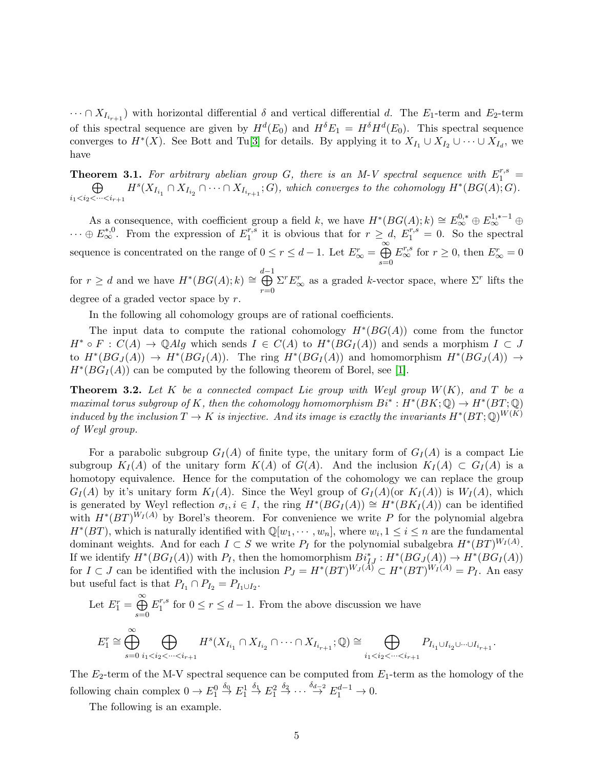$\cdots \cap X_{I_{i_{r+1}}})$ with horizontal differential $\delta$ and vertical differential $d$. The $E_1$-term and $E_2$-term of this spectral sequence are given by $H^d(E_0)$ and $H^\delta E_1 = H^\delta H^d(E_0)$. This spectral sequence converges to $H^*(X)$. See Bott and Tu[3] for details. By applying it to $X_{I_1} \cup X_{I_2} \cup \cdots \cup X_{I_d}$, we have

**Theorem 3.1.** *For arbitrary abelian group $G$, there is an M-V spectral sequence with $E_1^{r,s} = \bigoplus_{i_1<i_2<\cdots<i_{r+1}} H^s(X_{I_{i_1}} \cap X_{I_{i_2}} \cap \cdots \cap X_{I_{i_{r+1}}}; G)$, which converges to the cohomology $H^*(BG(A); G)$.*

As a consequence, with coefficient group a field $k$, we have $H^*(BG(A); k) \cong E_\infty^{0,*} \oplus E_\infty^{1,*-1} \oplus \cdots \oplus E_\infty^{*,0}$. From the expression of $E_1^{r,s}$ it is obvious that for $r \geq d$, $E_1^{r,s} = 0$. So the spectral sequence is concentrated on the range of $0 \leq r \leq d-1$. Let $E_\infty^r = \bigoplus_{s=0}^{\infty} E_\infty^{r,s}$ for $r \geq 0$, then $E_\infty^r = 0$ for $r \geq d$ and we have $H^*(BG(A); k) \cong \bigoplus_{r=0}^{d-1} \Sigma^r E_\infty^r$ as a graded $k$-vector space, where $\Sigma^r$ lifts the degree of a graded vector space by $r$.

In the following all cohomology groups are of rational coefficients.

The input data to compute the rational cohomology $H^*(BG(A))$ come from the functor $H^* \circ F : C(A) \to \mathbb{Q}Alg$ which sends $I \in C(A)$ to $H^*(BG_I(A))$ and sends a morphism $I \subset J$ to $H^*(BG_J(A)) \to H^*(BG_I(A))$. The ring $H^*(BG_I(A))$ and homomorphism $H^*(BG_J(A)) \to H^*(BG_I(A))$ can be computed by the following theorem of Borel, see [1].

**Theorem 3.2.** *Let $K$ be a connected compact Lie group with Weyl group $W(K)$, and $T$ be a maximal torus subgroup of $K$, then the cohomology homomorphism $Bi^* : H^*(BK; \mathbb{Q}) \to H^*(BT; \mathbb{Q})$ induced by the inclusion $T \to K$ is injective. And its image is exactly the invariants $H^*(BT; \mathbb{Q})^{W(K)}$ of Weyl group.*

For a parabolic subgroup $G_I(A)$ of finite type, the unitary form of $G_I(A)$ is a compact Lie subgroup $K_I(A)$ of the unitary form $K(A)$ of $G(A)$. And the inclusion $K_I(A) \subset G_I(A)$ is a homotopy equivalence. Hence for the computation of the cohomology we can replace the group $G_I(A)$ by it's unitary form $K_I(A)$. Since the Weyl group of $G_I(A)$(or $K_I(A)$) is $W_I(A)$, which is generated by Weyl reflection $\sigma_i, i \in I$, the ring $H^*(BG_I(A)) \cong H^*(BK_I(A))$ can be identified with $H^*(BT)^{W_I(A)}$ by Borel's theorem. For convenience we write $P$ for the polynomial algebra $H^*(BT)$, which is naturally identified with $\mathbb{Q}[w_1, \cdots, w_n]$, where $w_i, 1 \leq i \leq n$ are the fundamental dominant weights. And for each $I \subset S$ we write $P_I$ for the polynomial subalgebra $H^*(BT)^{W_I(A)}$. If we identify $H^*(BG_I(A))$ with $P_I$, then the homomorphism $Bi_{IJ}^* : H^*(BG_J(A)) \to H^*(BG_I(A))$ for $I \subset J$ can be identified with the inclusion $P_J = H^*(BT)^{W_J(A)} \subset H^*(BT)^{W_I(A)} = P_I$. An easy but useful fact is that $P_{I_1} \cap P_{I_2} = P_{I_1 \cup I_2}$.

Let $E_1^r = \bigoplus_{s=0}^{\infty} E_1^{r,s}$ for $0 \leq r \leq d-1$. From the above discussion we have

$$E_1^r \cong \bigoplus_{s=0}^{\infty} \bigoplus_{i_1<i_2<\cdots<i_{r+1}} H^s(X_{I_{i_1}} \cap X_{I_{i_2}} \cap \cdots \cap X_{I_{i_{r+1}}}; \mathbb{Q}) \cong \bigoplus_{i_1<i_2<\cdots<i_{r+1}} P_{I_{i_1} \cup I_{i_2} \cup \cdots \cup I_{i_{r+1}}}.$$

The $E_2$-term of the M-V spectral sequence can be computed from $E_1$-term as the homology of the following chain complex $0 \to E_1^0 \xrightarrow{\delta_0} E_1^1 \xrightarrow{\delta_1} E_1^2 \xrightarrow{\delta_2} \cdots \xrightarrow{\delta_{d-2}} E_1^{d-1} \to 0$.

The following is an example.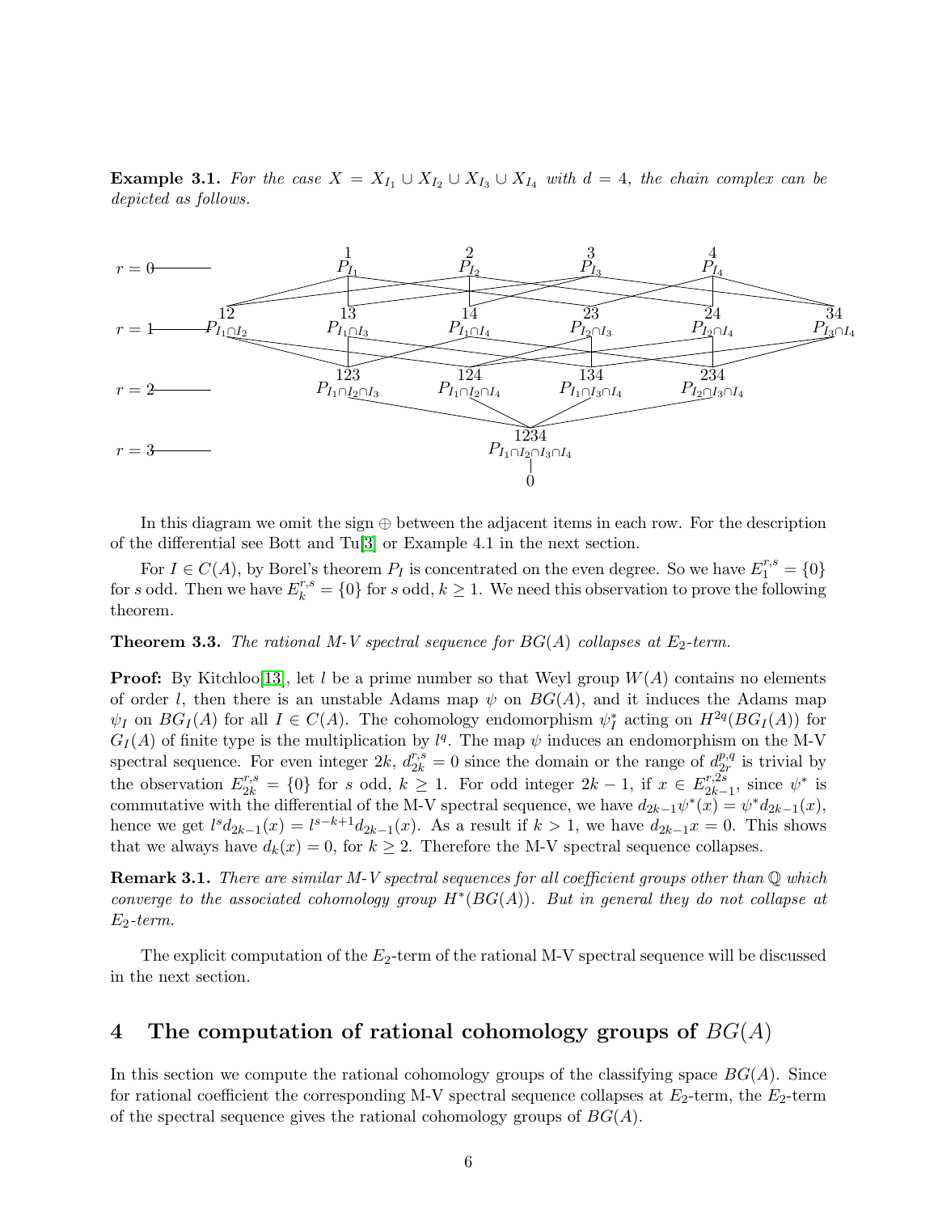**Example 3.1.** *For the case $X = X_{I_1} \cup X_{I_2} \cup X_{I_3} \cup X_{I_4}$ with $d = 4$, the chain complex can be depicted as follows.*

$$
\begin{array}{lcccccc}
r=0 & & 1: P_{I_1} & 2: P_{I_2} & 3: P_{I_3} & 4: P_{I_4} & \\
r=1 & 12: P_{I_1\cap I_2} & 13: P_{I_1\cap I_3} & 14: P_{I_1\cap I_4} & 23: P_{I_2\cap I_3} & 24: P_{I_2\cap I_4} & 34: P_{I_3\cap I_4} \\
r=2 & & 123: P_{I_1\cap I_2\cap I_3} & 124: P_{I_1\cap I_2\cap I_4} & 134: P_{I_1\cap I_3\cap I_4} & 234: P_{I_2\cap I_3\cap I_4} & \\
r=3 & & & 1234: P_{I_1\cap I_2\cap I_3\cap I_4} & & & \\
 & & & 0 & & &
\end{array}
$$

In this diagram we omit the sign $\oplus$ between the adjacent items in each row. For the description of the differential see Bott and Tu[3] or Example 4.1 in the next section.

For $I \in C(A)$, by Borel's theorem $P_I$ is concentrated on the even degree. So we have $E_1^{r,s} = \{0\}$ for $s$ odd. Then we have $E_k^{r,s} = \{0\}$ for $s$ odd, $k \geq 1$. We need this observation to prove the following theorem.

**Theorem 3.3.** *The rational M-V spectral sequence for $BG(A)$ collapses at $E_2$-term.*

**Proof:** By Kitchloo[13], let $l$ be a prime number so that Weyl group $W(A)$ contains no elements of order $l$, then there is an unstable Adams map $\psi$ on $BG(A)$, and it induces the Adams map $\psi_I$ on $BG_I(A)$ for all $I \in C(A)$. The cohomology endomorphism $\psi_I^*$ acting on $H^{2q}(BG_I(A))$ for $G_I(A)$ of finite type is the multiplication by $l^q$. The map $\psi$ induces an endomorphism on the M-V spectral sequence. For even integer $2k$, $d_{2k}^{r,s} = 0$ since the domain or the range of $d_{2r}^{p,q}$ is trivial by the observation $E_{2k}^{r,s} = \{0\}$ for $s$ odd, $k \geq 1$. For odd integer $2k-1$, if $x \in E_{2k-1}^{r,2s}$, since $\psi^*$ is commutative with the differential of the M-V spectral sequence, we have $d_{2k-1}\psi^*(x) = \psi^* d_{2k-1}(x)$, hence we get $l^s d_{2k-1}(x) = l^{s-k+1} d_{2k-1}(x)$. As a result if $k > 1$, we have $d_{2k-1}x = 0$. This shows that we always have $d_k(x) = 0$, for $k \geq 2$. Therefore the M-V spectral sequence collapses.

**Remark 3.1.** *There are similar M-V spectral sequences for all coefficient groups other than $\mathbb{Q}$ which converge to the associated cohomology group $H^*(BG(A))$. But in general they do not collapse at $E_2$-term.*

The explicit computation of the $E_2$-term of the rational M-V spectral sequence will be discussed in the next section.

## 4 The computation of rational cohomology groups of $BG(A)$

In this section we compute the rational cohomology groups of the classifying space $BG(A)$. Since for rational coefficient the corresponding M-V spectral sequence collapses at $E_2$-term, the $E_2$-term of the spectral sequence gives the rational cohomology groups of $BG(A)$.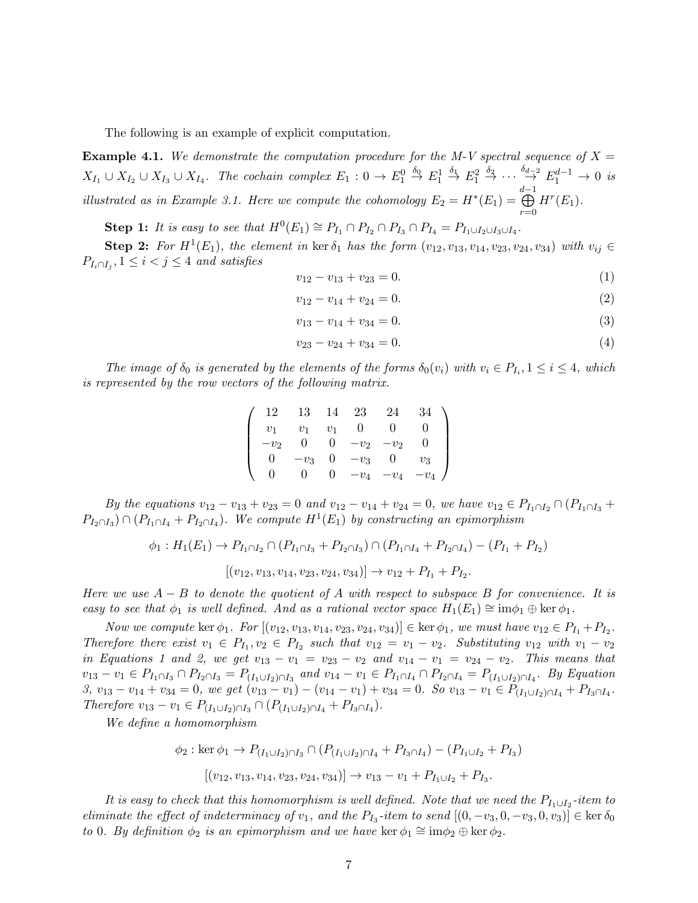The following is an example of explicit computation.

**Example 4.1.** *We demonstrate the computation procedure for the M-V spectral sequence of $X = X_{I_1} \cup X_{I_2} \cup X_{I_3} \cup X_{I_4}$. The cochain complex $E_1 : 0 \to E_1^0 \stackrel{\delta_0}{\to} E_1^1 \stackrel{\delta_1}{\to} E_1^2 \stackrel{\delta_2}{\to} \cdots \stackrel{\delta_{d-2}}{\to} E_1^{d-1} \to 0$ is illustrated as in Example 3.1. Here we compute the cohomology $E_2 = H^*(E_1) = \bigoplus_{r=0}^{d-1} H^r(E_1)$.*

**Step 1:** *It is easy to see that $H^0(E_1) \cong P_{I_1} \cap P_{I_2} \cap P_{I_3} \cap P_{I_4} = P_{I_1 \cup I_2 \cup I_3 \cup I_4}$.*

**Step 2:** *For $H^1(E_1)$, the element in $\ker \delta_1$ has the form $(v_{12}, v_{13}, v_{14}, v_{23}, v_{24}, v_{34})$ with $v_{ij} \in P_{I_i \cap I_j}, 1 \leq i < j \leq 4$ and satisfies*

$$v_{12} - v_{13} + v_{23} = 0. \tag{1}$$

$$v_{12} - v_{14} + v_{24} = 0. \tag{2}$$

$$v_{13} - v_{14} + v_{34} = 0. \tag{3}$$

$$v_{23} - v_{24} + v_{34} = 0. \tag{4}$$

*The image of $\delta_0$ is generated by the elements of the forms $\delta_0(v_i)$ with $v_i \in P_{I_i}, 1 \leq i \leq 4$, which is represented by the row vectors of the following matrix.*

$$\begin{pmatrix} 12 & 13 & 14 & 23 & 24 & 34 \\ v_1 & v_1 & v_1 & 0 & 0 & 0 \\ -v_2 & 0 & 0 & -v_2 & -v_2 & 0 \\ 0 & -v_3 & 0 & -v_3 & 0 & v_3 \\ 0 & 0 & 0 & -v_4 & -v_4 & -v_4 \end{pmatrix}$$

*By the equations $v_{12} - v_{13} + v_{23} = 0$ and $v_{12} - v_{14} + v_{24} = 0$, we have $v_{12} \in P_{I_1 \cap I_2} \cap (P_{I_1 \cap I_3} + P_{I_2 \cap I_3}) \cap (P_{I_1 \cap I_4} + P_{I_2 \cap I_4})$. We compute $H^1(E_1)$ by constructing an epimorphism*

$$\phi_1 : H_1(E_1) \to P_{I_1 \cap I_2} \cap (P_{I_1 \cap I_3} + P_{I_2 \cap I_3}) \cap (P_{I_1 \cap I_4} + P_{I_2 \cap I_4}) - (P_{I_1} + P_{I_2})$$

$$[(v_{12}, v_{13}, v_{14}, v_{23}, v_{24}, v_{34})] \to v_{12} + P_{I_1} + P_{I_2}.$$

*Here we use $A - B$ to denote the quotient of $A$ with respect to subspace $B$ for convenience. It is easy to see that $\phi_1$ is well defined. And as a rational vector space $H_1(E_1) \cong \mathrm{im}\phi_1 \oplus \ker \phi_1$.*

*Now we compute $\ker \phi_1$. For $[(v_{12}, v_{13}, v_{14}, v_{23}, v_{24}, v_{34})] \in \ker \phi_1$, we must have $v_{12} \in P_{I_1} + P_{I_2}$. Therefore there exist $v_1 \in P_{I_1}, v_2 \in P_{I_2}$ such that $v_{12} = v_1 - v_2$. Substituting $v_{12}$ with $v_1 - v_2$ in Equations 1 and 2, we get $v_{13} - v_1 = v_{23} - v_2$ and $v_{14} - v_1 = v_{24} - v_2$. This means that $v_{13} - v_1 \in P_{I_1 \cap I_3} \cap P_{I_2 \cap I_3} = P_{(I_1 \cup I_2) \cap I_3}$ and $v_{14} - v_1 \in P_{I_1 \cap I_4} \cap P_{I_2 \cap I_4} = P_{(I_1 \cup I_2) \cap I_4}$. By Equation 3, $v_{13} - v_{14} + v_{34} = 0$, we get $(v_{13} - v_1) - (v_{14} - v_1) + v_{34} = 0$. So $v_{13} - v_1 \in P_{(I_1 \cup I_2) \cap I_4} + P_{I_3 \cap I_4}$. Therefore $v_{13} - v_1 \in P_{(I_1 \cup I_2) \cap I_3} \cap (P_{(I_1 \cup I_2) \cap I_4} + P_{I_3 \cap I_4})$.*

*We define a homomorphism*

$$\phi_2 : \ker \phi_1 \to P_{(I_1 \cup I_2) \cap I_3} \cap (P_{(I_1 \cup I_2) \cap I_4} + P_{I_3 \cap I_4}) - (P_{I_1 \cup I_2} + P_{I_3})$$

$$[(v_{12}, v_{13}, v_{14}, v_{23}, v_{24}, v_{34})] \to v_{13} - v_1 + P_{I_1 \cup I_2} + P_{I_3}.$$

*It is easy to check that this homomorphism is well defined. Note that we need the $P_{I_1 \cup I_2}$-item to eliminate the effect of indeterminacy of $v_1$, and the $P_{I_3}$-item to send $[(0, -v_3, 0, -v_3, 0, v_3)] \in \ker \delta_0$ to 0. By definition $\phi_2$ is an epimorphism and we have $\ker \phi_1 \cong \mathrm{im}\phi_2 \oplus \ker \phi_2$.*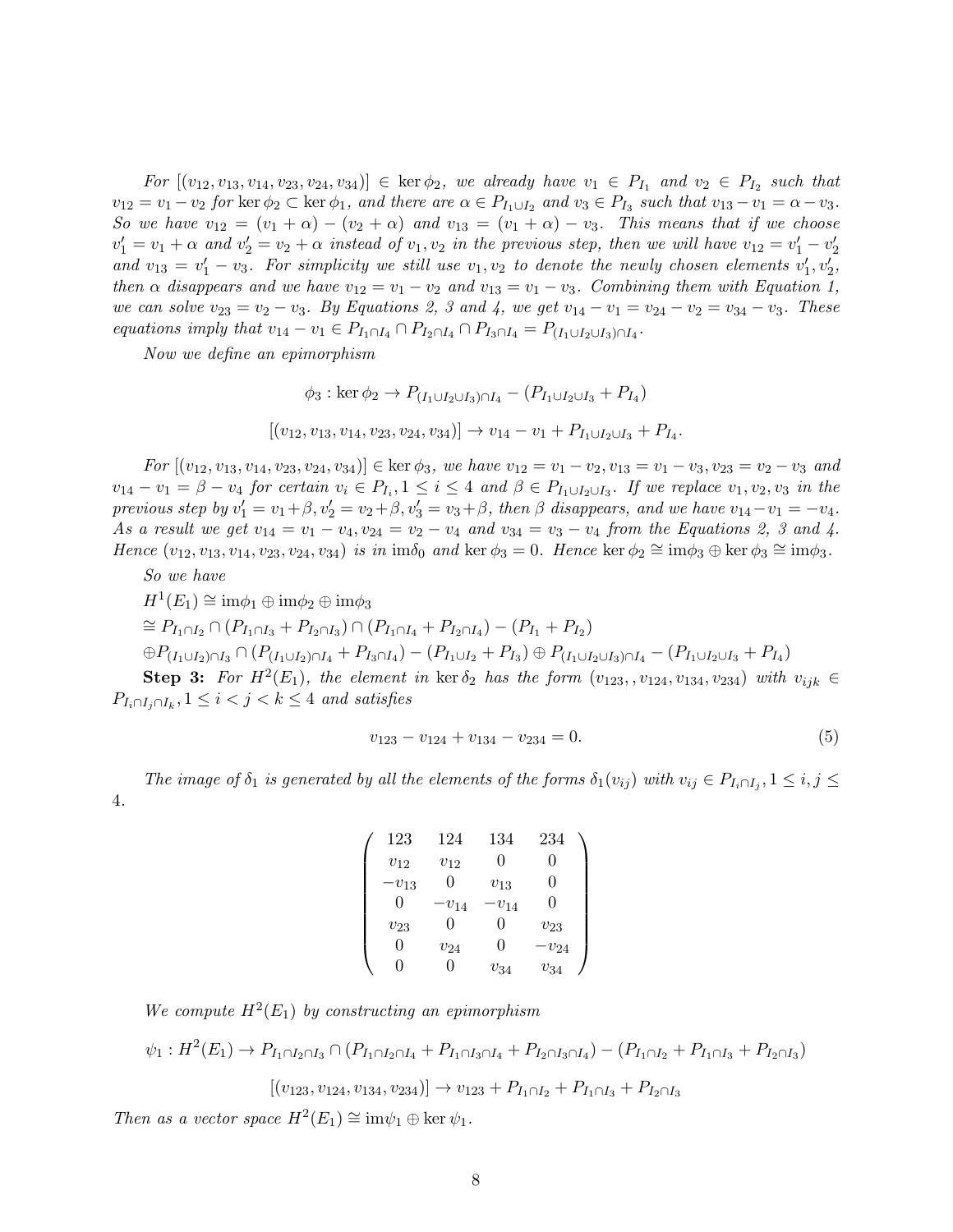*For* $[(v_{12}, v_{13}, v_{14}, v_{23}, v_{24}, v_{34})] \in \ker \phi_2$*, we already have* $v_1 \in P_{I_1}$ *and* $v_2 \in P_{I_2}$ *such that* $v_{12} = v_1 - v_2$ *for* $\ker \phi_2 \subset \ker \phi_1$*, and there are* $\alpha \in P_{I_1 \cup I_2}$ *and* $v_3 \in P_{I_3}$ *such that* $v_{13} - v_1 = \alpha - v_3$*. So we have* $v_{12} = (v_1 + \alpha) - (v_2 + \alpha)$ *and* $v_{13} = (v_1 + \alpha) - v_3$*. This means that if we choose* $v_1' = v_1 + \alpha$ *and* $v_2' = v_2 + \alpha$ *instead of* $v_1, v_2$ *in the previous step, then we will have* $v_{12} = v_1' - v_2'$ *and* $v_{13} = v_1' - v_3$*. For simplicity we still use* $v_1, v_2$ *to denote the newly chosen elements* $v_1', v_2'$*, then* $\alpha$ *disappears and we have* $v_{12} = v_1 - v_2$ *and* $v_{13} = v_1 - v_3$*. Combining them with Equation 1, we can solve* $v_{23} = v_2 - v_3$*. By Equations 2, 3 and 4, we get* $v_{14} - v_1 = v_{24} - v_2 = v_{34} - v_3$*. These equations imply that* $v_{14} - v_1 \in P_{I_1 \cap I_4} \cap P_{I_2 \cap I_4} \cap P_{I_3 \cap I_4} = P_{(I_1 \cup I_2 \cup I_3) \cap I_4}$*.*

*Now we define an epimorphism*

$$\phi_3 : \ker \phi_2 \to P_{(I_1 \cup I_2 \cup I_3) \cap I_4} - (P_{I_1 \cup I_2 \cup I_3} + P_{I_4})$$

$$[(v_{12}, v_{13}, v_{14}, v_{23}, v_{24}, v_{34})] \to v_{14} - v_1 + P_{I_1 \cup I_2 \cup I_3} + P_{I_4}.$$

*For* $[(v_{12}, v_{13}, v_{14}, v_{23}, v_{24}, v_{34})] \in \ker \phi_3$*, we have* $v_{12} = v_1 - v_2, v_{13} = v_1 - v_3, v_{23} = v_2 - v_3$ *and* $v_{14} - v_1 = \beta - v_4$ *for certain* $v_i \in P_{I_i}, 1 \leq i \leq 4$ *and* $\beta \in P_{I_1 \cup I_2 \cup I_3}$*. If we replace* $v_1, v_2, v_3$ *in the previous step by* $v_1' = v_1 + \beta, v_2' = v_2 + \beta, v_3' = v_3 + \beta$*, then* $\beta$ *disappears, and we have* $v_{14} - v_1 = -v_4$*. As a result we get* $v_{14} = v_1 - v_4, v_{24} = v_2 - v_4$ *and* $v_{34} = v_3 - v_4$ *from the Equations 2, 3 and 4. Hence* $(v_{12}, v_{13}, v_{14}, v_{23}, v_{24}, v_{34})$ *is in* $\mathrm{im}\delta_0$ *and* $\ker \phi_3 = 0$*. Hence* $\ker \phi_2 \cong \mathrm{im}\phi_3 \oplus \ker \phi_3 \cong \mathrm{im}\phi_3$*.*

*So we have*

$H^1(E_1) \cong \mathrm{im}\phi_1 \oplus \mathrm{im}\phi_2 \oplus \mathrm{im}\phi_3$

$\cong P_{I_1 \cap I_2} \cap (P_{I_1 \cap I_3} + P_{I_2 \cap I_3}) \cap (P_{I_1 \cap I_4} + P_{I_2 \cap I_4}) - (P_{I_1} + P_{I_2})$

$\oplus P_{(I_1 \cup I_2) \cap I_3} \cap (P_{(I_1 \cup I_2) \cap I_4} + P_{I_3 \cap I_4}) - (P_{I_1 \cup I_2} + P_{I_3}) \oplus P_{(I_1 \cup I_2 \cup I_3) \cap I_4} - (P_{I_1 \cup I_2 \cup I_3} + P_{I_4})$

**Step 3:** *For* $H^2(E_1)$*, the element in* $\ker \delta_2$ *has the form* $(v_{123}, , v_{124}, v_{134}, v_{234})$ *with* $v_{ijk} \in P_{I_i \cap I_j \cap I_k}, 1 \leq i < j < k \leq 4$ *and satisfies*

$$v_{123} - v_{124} + v_{134} - v_{234} = 0. \tag{5}$$

*The image of* $\delta_1$ *is generated by all the elements of the forms* $\delta_1(v_{ij})$ *with* $v_{ij} \in P_{I_i \cap I_j}, 1 \leq i, j \leq 4$*.*

$$\begin{pmatrix} 123 & 124 & 134 & 234 \\ v_{12} & v_{12} & 0 & 0 \\ -v_{13} & 0 & v_{13} & 0 \\ 0 & -v_{14} & -v_{14} & 0 \\ v_{23} & 0 & 0 & v_{23} \\ 0 & v_{24} & 0 & -v_{24} \\ 0 & 0 & v_{34} & v_{34} \end{pmatrix}$$

*We compute* $H^2(E_1)$ *by constructing an epimorphism*

$$\psi_1 : H^2(E_1) \to P_{I_1 \cap I_2 \cap I_3} \cap (P_{I_1 \cap I_2 \cap I_4} + P_{I_1 \cap I_3 \cap I_4} + P_{I_2 \cap I_3 \cap I_4}) - (P_{I_1 \cap I_2} + P_{I_1 \cap I_3} + P_{I_2 \cap I_3})$$

$$[(v_{123}, v_{124}, v_{134}, v_{234})] \to v_{123} + P_{I_1 \cap I_2} + P_{I_1 \cap I_3} + P_{I_2 \cap I_3}$$

*Then as a vector space* $H^2(E_1) \cong \mathrm{im}\psi_1 \oplus \ker \psi_1$*.*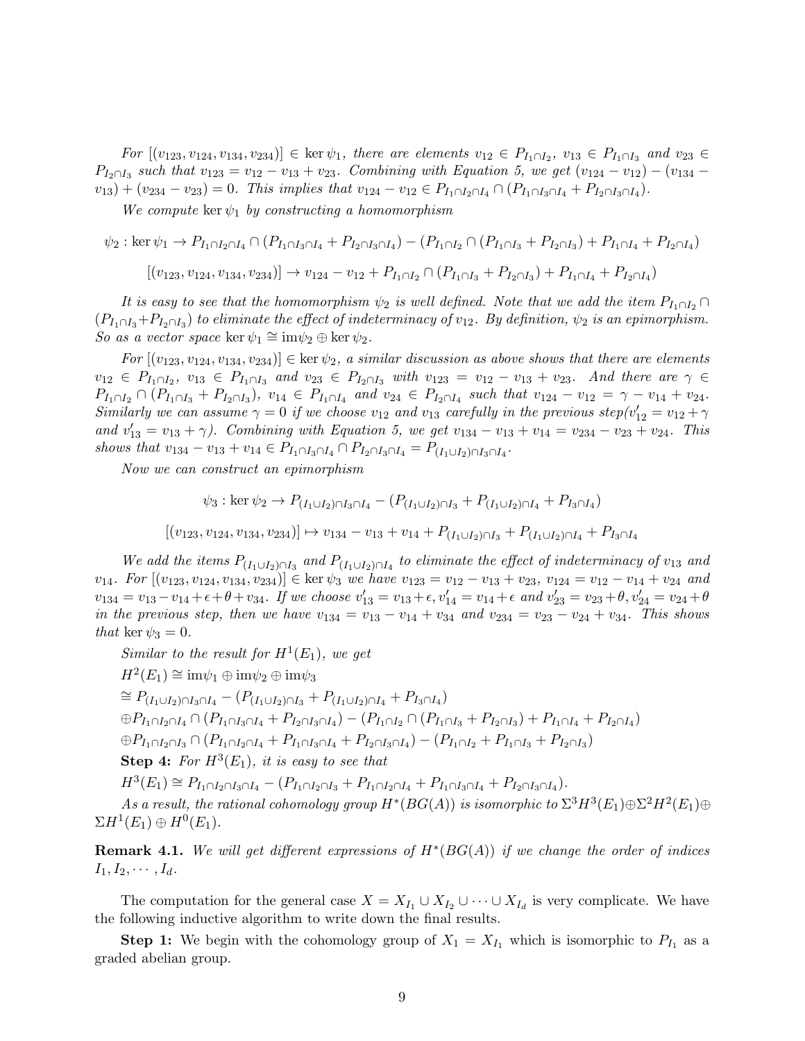*For $[(v_{123}, v_{124}, v_{134}, v_{234})] \in \ker \psi_1$, there are elements $v_{12} \in P_{I_1\cap I_2}$, $v_{13} \in P_{I_1\cap I_3}$ and $v_{23} \in P_{I_2\cap I_3}$ such that $v_{123} = v_{12} - v_{13} + v_{23}$. Combining with Equation 5, we get $(v_{124} - v_{12}) - (v_{134} - v_{13}) + (v_{234} - v_{23}) = 0$. This implies that $v_{124} - v_{12} \in P_{I_1\cap I_2\cap I_4} \cap (P_{I_1\cap I_3\cap I_4} + P_{I_2\cap I_3\cap I_4})$.*

*We compute $\ker \psi_1$ by constructing a homomorphism*

$$\psi_2 : \ker \psi_1 \to P_{I_1\cap I_2\cap I_4} \cap (P_{I_1\cap I_3\cap I_4} + P_{I_2\cap I_3\cap I_4}) - (P_{I_1\cap I_2} \cap (P_{I_1\cap I_3} + P_{I_2\cap I_3}) + P_{I_1\cap I_4} + P_{I_2\cap I_4})$$

$$[(v_{123}, v_{124}, v_{134}, v_{234})] \to v_{124} - v_{12} + P_{I_1\cap I_2} \cap (P_{I_1\cap I_3} + P_{I_2\cap I_3}) + P_{I_1\cap I_4} + P_{I_2\cap I_4})$$

*It is easy to see that the homomorphism $\psi_2$ is well defined. Note that we add the item $P_{I_1\cap I_2} \cap (P_{I_1\cap I_3} + P_{I_2\cap I_3})$ to eliminate the effect of indeterminacy of $v_{12}$. By definition, $\psi_2$ is an epimorphism. So as a vector space $\ker \psi_1 \cong \mathrm{im}\psi_2 \oplus \ker \psi_2$.*

*For $[(v_{123}, v_{124}, v_{134}, v_{234})] \in \ker \psi_2$, a similar discussion as above shows that there are elements $v_{12} \in P_{I_1\cap I_2}$, $v_{13} \in P_{I_1\cap I_3}$ and $v_{23} \in P_{I_2\cap I_3}$ with $v_{123} = v_{12} - v_{13} + v_{23}$. And there are $\gamma \in P_{I_1\cap I_2} \cap (P_{I_1\cap I_3} + P_{I_2\cap I_3})$, $v_{14} \in P_{I_1\cap I_4}$ and $v_{24} \in P_{I_2\cap I_4}$ such that $v_{124} - v_{12} = \gamma - v_{14} + v_{24}$. Similarly we can assume $\gamma = 0$ if we choose $v_{12}$ and $v_{13}$ carefully in the previous step($v'_{12} = v_{12} + \gamma$ and $v'_{13} = v_{13} + \gamma$). Combining with Equation 5, we get $v_{134} - v_{13} + v_{14} = v_{234} - v_{23} + v_{24}$. This shows that $v_{134} - v_{13} + v_{14} \in P_{I_1\cap I_3\cap I_4} \cap P_{I_2\cap I_3\cap I_4} = P_{(I_1\cup I_2)\cap I_3\cap I_4}$.*

*Now we can construct an epimorphism*

$$\psi_3 : \ker \psi_2 \to P_{(I_1\cup I_2)\cap I_3\cap I_4} - (P_{(I_1\cup I_2)\cap I_3} + P_{(I_1\cup I_2)\cap I_4} + P_{I_3\cap I_4})$$

$$[(v_{123}, v_{124}, v_{134}, v_{234})] \mapsto v_{134} - v_{13} + v_{14} + P_{(I_1\cup I_2)\cap I_3} + P_{(I_1\cup I_2)\cap I_4} + P_{I_3\cap I_4}$$

*We add the items $P_{(I_1\cup I_2)\cap I_3}$ and $P_{(I_1\cup I_2)\cap I_4}$ to eliminate the effect of indeterminacy of $v_{13}$ and $v_{14}$. For $[(v_{123}, v_{124}, v_{134}, v_{234})] \in \ker \psi_3$ we have $v_{123} = v_{12} - v_{13} + v_{23}$, $v_{124} = v_{12} - v_{14} + v_{24}$ and $v_{134} = v_{13} - v_{14} + \epsilon + \theta + v_{34}$. If we choose $v'_{13} = v_{13} + \epsilon$, $v'_{14} = v_{14} + \epsilon$ and $v'_{23} = v_{23} + \theta$, $v'_{24} = v_{24} + \theta$ in the previous step, then we have $v_{134} = v_{13} - v_{14} + v_{34}$ and $v_{234} = v_{23} - v_{24} + v_{34}$. This shows that $\ker \psi_3 = 0$.*

*Similar to the result for $H^1(E_1)$, we get*

$H^2(E_1) \cong \mathrm{im}\psi_1 \oplus \mathrm{im}\psi_2 \oplus \mathrm{im}\psi_3$

$\cong P_{(I_1\cup I_2)\cap I_3\cap I_4} - (P_{(I_1\cup I_2)\cap I_3} + P_{(I_1\cup I_2)\cap I_4} + P_{I_3\cap I_4})$

$\oplus P_{I_1\cap I_2\cap I_4} \cap (P_{I_1\cap I_3\cap I_4} + P_{I_2\cap I_3\cap I_4}) - (P_{I_1\cap I_2} \cap (P_{I_1\cap I_3} + P_{I_2\cap I_3}) + P_{I_1\cap I_4} + P_{I_2\cap I_4})$

$\oplus P_{I_1\cap I_2\cap I_3} \cap (P_{I_1\cap I_2\cap I_4} + P_{I_1\cap I_3\cap I_4} + P_{I_2\cap I_3\cap I_4}) - (P_{I_1\cap I_2} + P_{I_1\cap I_3} + P_{I_2\cap I_3})$

**Step 4:** *For $H^3(E_1)$, it is easy to see that*

$H^3(E_1) \cong P_{I_1\cap I_2\cap I_3\cap I_4} - (P_{I_1\cap I_2\cap I_3} + P_{I_1\cap I_2\cap I_4} + P_{I_1\cap I_3\cap I_4} + P_{I_2\cap I_3\cap I_4})$.

*As a result, the rational cohomology group $H^*(BG(A))$ is isomorphic to $\Sigma^3 H^3(E_1) \oplus \Sigma^2 H^2(E_1) \oplus \Sigma H^1(E_1) \oplus H^0(E_1)$.*

**Remark 4.1.** *We will get different expressions of $H^*(BG(A))$ if we change the order of indices $I_1, I_2, \cdots, I_d$.*

The computation for the general case $X = X_{I_1} \cup X_{I_2} \cup \cdots \cup X_{I_d}$ is very complicate. We have the following inductive algorithm to write down the final results.

**Step 1:** We begin with the cohomology group of $X_1 = X_{I_1}$ which is isomorphic to $P_{I_1}$ as a graded abelian group.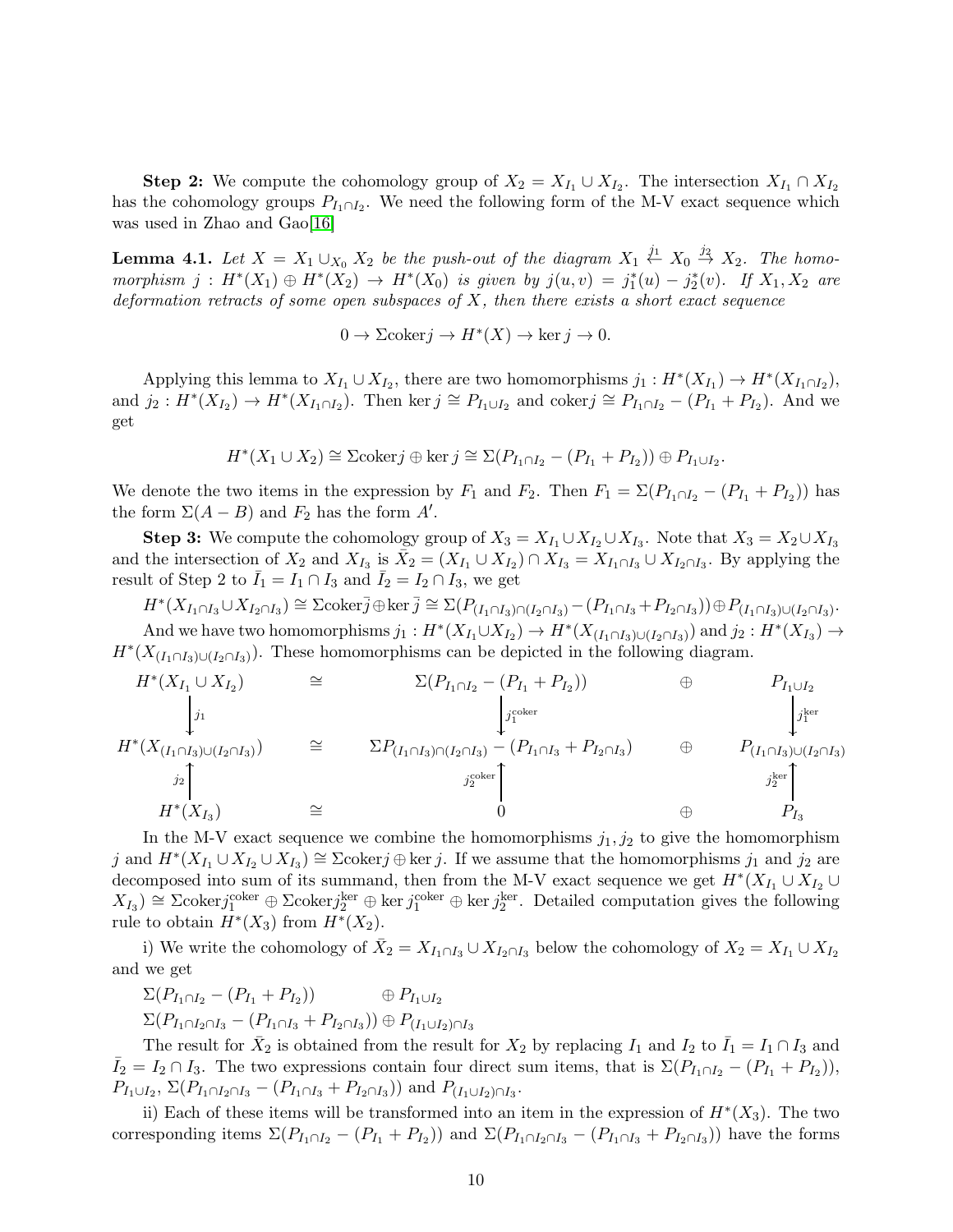**Step 2:** We compute the cohomology group of $X_2 = X_{I_1} \cup X_{I_2}$. The intersection $X_{I_1} \cap X_{I_2}$ has the cohomology groups $P_{I_1 \cap I_2}$. We need the following form of the M-V exact sequence which was used in Zhao and Gao[16]

**Lemma 4.1.** *Let $X = X_1 \cup_{X_0} X_2$ be the push-out of the diagram $X_1 \overset{j_1}{\leftarrow} X_0 \overset{j_2}{\rightarrow} X_2$. The homomorphism $j : H^*(X_1) \oplus H^*(X_2) \to H^*(X_0)$ is given by $j(u,v) = j_1^*(u) - j_2^*(v)$. If $X_1, X_2$ are deformation retracts of some open subspaces of $X$, then there exists a short exact sequence*

$$0 \to \Sigma \mathrm{coker} j \to H^*(X) \to \ker j \to 0.$$

Applying this lemma to $X_{I_1} \cup X_{I_2}$, there are two homomorphisms $j_1 : H^*(X_{I_1}) \to H^*(X_{I_1 \cap I_2})$, and $j_2 : H^*(X_{I_2}) \to H^*(X_{I_1 \cap I_2})$. Then $\ker j \cong P_{I_1 \cup I_2}$ and $\mathrm{coker} j \cong P_{I_1 \cap I_2} - (P_{I_1} + P_{I_2})$. And we get

$$H^*(X_1 \cup X_2) \cong \Sigma \mathrm{coker} j \oplus \ker j \cong \Sigma(P_{I_1 \cap I_2} - (P_{I_1} + P_{I_2})) \oplus P_{I_1 \cup I_2}.$$

We denote the two items in the expression by $F_1$ and $F_2$. Then $F_1 = \Sigma(P_{I_1 \cap I_2} - (P_{I_1} + P_{I_2}))$ has the form $\Sigma(A - B)$ and $F_2$ has the form $A'$.

**Step 3:** We compute the cohomology group of $X_3 = X_{I_1} \cup X_{I_2} \cup X_{I_3}$. Note that $X_3 = X_2 \cup X_{I_3}$ and the intersection of $X_2$ and $X_{I_3}$ is $\bar{X}_2 = (X_{I_1} \cup X_{I_2}) \cap X_{I_3} = X_{I_1 \cap I_3} \cup X_{I_2 \cap I_3}$. By applying the result of Step 2 to $\bar{I}_1 = I_1 \cap I_3$ and $\bar{I}_2 = I_2 \cap I_3$, we get

$H^*(X_{I_1 \cap I_3} \cup X_{I_2 \cap I_3}) \cong \Sigma \mathrm{coker} \bar{j} \oplus \ker \bar{j} \cong \Sigma(P_{(I_1 \cap I_3) \cap (I_2 \cap I_3)} - (P_{I_1 \cap I_3} + P_{I_2 \cap I_3})) \oplus P_{(I_1 \cap I_3) \cup (I_2 \cap I_3)}$.

And we have two homomorphisms $j_1 : H^*(X_{I_1} \cup X_{I_2}) \to H^*(X_{(I_1 \cap I_3) \cup (I_2 \cap I_3)})$ and $j_2 : H^*(X_{I_3}) \to H^*(X_{(I_1 \cap I_3) \cup (I_2 \cap I_3)})$. These homomorphisms can be depicted in the following diagram.

$$\begin{array}{ccccc}
H^*(X_{I_1} \cup X_{I_2}) & \cong & \Sigma(P_{I_1 \cap I_2} - (P_{I_1} + P_{I_2})) & \oplus & P_{I_1 \cup I_2} \\
\downarrow{\scriptstyle j_1} & & \downarrow{\scriptstyle j_1^{\mathrm{coker}}} & & \downarrow{\scriptstyle j_1^{\ker}} \\
H^*(X_{(I_1 \cap I_3) \cup (I_2 \cap I_3)}) & \cong & \Sigma P_{(I_1 \cap I_3) \cap (I_2 \cap I_3)} - (P_{I_1 \cap I_3} + P_{I_2 \cap I_3}) & \oplus & P_{(I_1 \cap I_3) \cup (I_2 \cap I_3)} \\
\uparrow{\scriptstyle j_2} & & \uparrow{\scriptstyle j_2^{\mathrm{coker}}} & & \uparrow{\scriptstyle j_2^{\ker}} \\
H^*(X_{I_3}) & \cong & 0 & \oplus & P_{I_3}
\end{array}$$

In the M-V exact sequence we combine the homomorphisms $j_1, j_2$ to give the homomorphism $j$ and $H^*(X_{I_1} \cup X_{I_2} \cup X_{I_3}) \cong \Sigma \mathrm{coker} j \oplus \ker j$. If we assume that the homomorphisms $j_1$ and $j_2$ are decomposed into sum of its summand, then from the M-V exact sequence we get $H^*(X_{I_1} \cup X_{I_2} \cup X_{I_3}) \cong \Sigma \mathrm{coker} j_1^{\mathrm{coker}} \oplus \Sigma \mathrm{coker} j_2^{\ker} \oplus \ker j_1^{\mathrm{coker}} \oplus \ker j_2^{\ker}$. Detailed computation gives the following rule to obtain $H^*(X_3)$ from $H^*(X_2)$.

i) We write the cohomology of $\bar{X}_2 = X_{I_1 \cap I_3} \cup X_{I_2 \cap I_3}$ below the cohomology of $X_2 = X_{I_1} \cup X_{I_2}$ and we get

$$\begin{array}{ll}
\Sigma(P_{I_1 \cap I_2} - (P_{I_1} + P_{I_2})) & \oplus P_{I_1 \cup I_2} \\
\Sigma(P_{I_1 \cap I_2 \cap I_3} - (P_{I_1 \cap I_3} + P_{I_2 \cap I_3})) & \oplus P_{(I_1 \cup I_2) \cap I_3}
\end{array}$$

The result for $\bar{X}_2$ is obtained from the result for $X_2$ by replacing $I_1$ and $I_2$ to $\bar{I}_1 = I_1 \cap I_3$ and $\bar{I}_2 = I_2 \cap I_3$. The two expressions contain four direct sum items, that is $\Sigma(P_{I_1 \cap I_2} - (P_{I_1} + P_{I_2}))$, $P_{I_1 \cup I_2}$, $\Sigma(P_{I_1 \cap I_2 \cap I_3} - (P_{I_1 \cap I_3} + P_{I_2 \cap I_3}))$ and $P_{(I_1 \cup I_2) \cap I_3}$.

ii) Each of these items will be transformed into an item in the expression of $H^*(X_3)$. The two corresponding items $\Sigma(P_{I_1 \cap I_2} - (P_{I_1} + P_{I_2}))$ and $\Sigma(P_{I_1 \cap I_2 \cap I_3} - (P_{I_1 \cap I_3} + P_{I_2 \cap I_3}))$ have the forms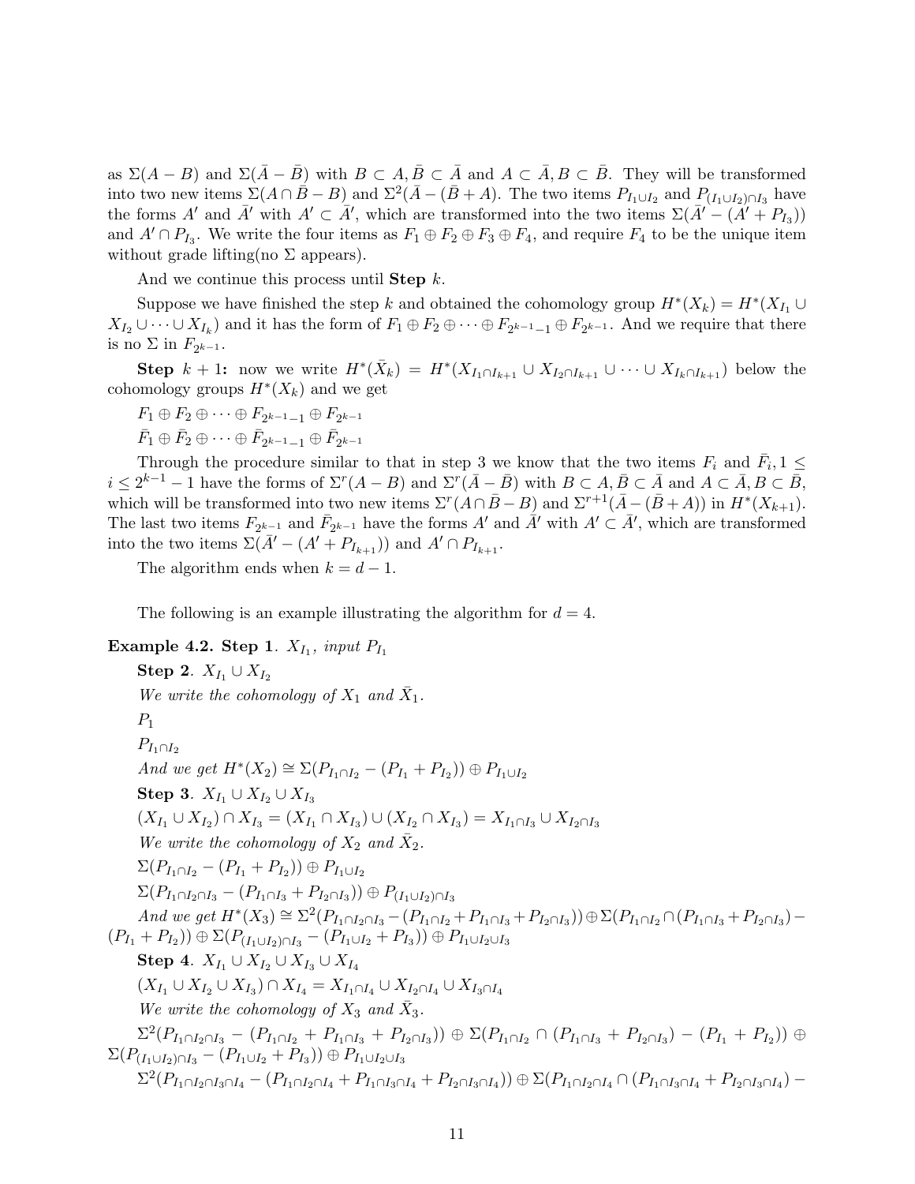as $\Sigma(A - B)$ and $\Sigma(\bar{A} - \bar{B})$ with $B \subset A, \bar{B} \subset \bar{A}$ and $A \subset \bar{A}, B \subset \bar{B}$. They will be transformed into two new items $\Sigma(A \cap \bar{B} - B)$ and $\Sigma^2(\bar{A} - (\bar{B} + A)$. The two items $P_{I_1 \cup I_2}$ and $P_{(I_1 \cup I_2) \cap I_3}$ have the forms $A'$ and $\bar{A}'$ with $A' \subset \bar{A}'$, which are transformed into the two items $\Sigma(\bar{A}' - (A' + P_{I_3}))$ and $A' \cap P_{I_3}$. We write the four items as $F_1 \oplus F_2 \oplus F_3 \oplus F_4$, and require $F_4$ to be the unique item without grade lifting(no $\Sigma$ appears).

And we continue this process until **Step** $k$.

Suppose we have finished the step $k$ and obtained the cohomology group $H^*(X_k) = H^*(X_{I_1} \cup X_{I_2} \cup \cdots \cup X_{I_k})$ and it has the form of $F_1 \oplus F_2 \oplus \cdots \oplus F_{2^{k-1}-1} \oplus F_{2^{k-1}}$. And we require that there is no $\Sigma$ in $F_{2^{k-1}}$.

**Step** $k+1$**:** now we write $H^*(\bar{X}_k) = H^*(X_{I_1 \cap I_{k+1}} \cup X_{I_2 \cap I_{k+1}} \cup \cdots \cup X_{I_k \cap I_{k+1}})$ below the cohomology groups $H^*(X_k)$ and we get

$F_1 \oplus F_2 \oplus \cdots F_{2^{k-1}-1} \oplus F_{2^{k-1}}$

$\bar{F}_1 \oplus \bar{F}_2 \oplus \cdots \oplus \bar{F}_{2^{k-1}-1} \oplus \bar{F}_{2^{k-1}}$

Through the procedure similar to that in step 3 we know that the two items $F_i$ and $\bar{F}_i, 1 \leq i \leq 2^{k-1}-1$ have the forms of $\Sigma^r(A - B)$ and $\Sigma^r(\bar{A} - \bar{B})$ with $B \subset A, \bar{B} \subset \bar{A}$ and $A \subset \bar{A}, B \subset \bar{B}$, which will be transformed into two new items $\Sigma^r(A \cap \bar{B} - B)$ and $\Sigma^{r+1}(\bar{A} - (\bar{B} + A))$ in $H^*(X_{k+1})$. The last two items $F_{2^{k-1}}$ and $\bar{F}_{2^{k-1}}$ have the forms $A'$ and $\bar{A}'$ with $A' \subset \bar{A}'$, which are transformed into the two items $\Sigma(\bar{A}' - (A' + P_{I_{k+1}}))$ and $A' \cap P_{I_{k+1}}$.

The algorithm ends when $k = d - 1$.

The following is an example illustrating the algorithm for $d = 4$.

**Example 4.2. Step 1**. *$X_{I_1}$, input $P_{I_1}$*

**Step 2**. *$X_{I_1} \cup X_{I_2}$*

*We write the cohomology of $X_1$ and $\bar{X}_1$.*

$P_1$

$P_{I_1 \cap I_2}$

*And we get* $H^*(X_2) \cong \Sigma(P_{I_1 \cap I_2} - (P_{I_1} + P_{I_2})) \oplus P_{I_1 \cup I_2}$

**Step 3**. *$X_{I_1} \cup X_{I_2} \cup X_{I_3}$*

$(X_{I_1} \cup X_{I_2}) \cap X_{I_3} = (X_{I_1} \cap X_{I_3}) \cup (X_{I_2} \cap X_{I_3}) = X_{I_1 \cap I_3} \cup X_{I_2 \cap I_3}$

*We write the cohomology of $X_2$ and $\bar{X}_2$.*

$\Sigma(P_{I_1 \cap I_2} - (P_{I_1} + P_{I_2})) \oplus P_{I_1 \cup I_2}$

$\Sigma(P_{I_1 \cap I_2 \cap I_3} - (P_{I_1 \cap I_3} + P_{I_2 \cap I_3})) \oplus P_{(I_1 \cup I_2) \cap I_3}$

*And we get* $H^*(X_3) \cong \Sigma^2(P_{I_1 \cap I_2 \cap I_3} - (P_{I_1 \cap I_2} + P_{I_1 \cap I_3} + P_{I_2 \cap I_3})) \oplus \Sigma(P_{I_1 \cap I_2} \cap (P_{I_1 \cap I_3} + P_{I_2 \cap I_3}) - (P_{I_1} + P_{I_2})) \oplus \Sigma(P_{(I_1 \cup I_2) \cap I_3} - (P_{I_1 \cup I_2} + P_{I_3})) \oplus P_{I_1 \cup I_2 \cup I_3}$

**Step 4**. *$X_{I_1} \cup X_{I_2} \cup X_{I_3} \cup X_{I_4}$*

$(X_{I_1} \cup X_{I_2} \cup X_{I_3}) \cap X_{I_4} = X_{I_1 \cap I_4} \cup X_{I_2 \cap I_4} \cup X_{I_3 \cap I_4}$

*We write the cohomology of $X_3$ and $\bar{X}_3$.*

$\Sigma^2(P_{I_1 \cap I_2 \cap I_3} - (P_{I_1 \cap I_2} + P_{I_1 \cap I_3} + P_{I_2 \cap I_3})) \oplus \Sigma(P_{I_1 \cap I_2} \cap (P_{I_1 \cap I_3} + P_{I_2 \cap I_3}) - (P_{I_1} + P_{I_2})) \oplus \Sigma(P_{(I_1 \cup I_2) \cap I_3} - (P_{I_1 \cup I_2} + P_{I_3})) \oplus P_{I_1 \cup I_2 \cup I_3}$

$\Sigma^2(P_{I_1 \cap I_2 \cap I_3 \cap I_4} - (P_{I_1 \cap I_2 \cap I_4} + P_{I_1 \cap I_3 \cap I_4} + P_{I_2 \cap I_3 \cap I_4})) \oplus \Sigma(P_{I_1 \cap I_2 \cap I_4} \cap (P_{I_1 \cap I_3 \cap I_4} + P_{I_2 \cap I_3 \cap I_4}) -$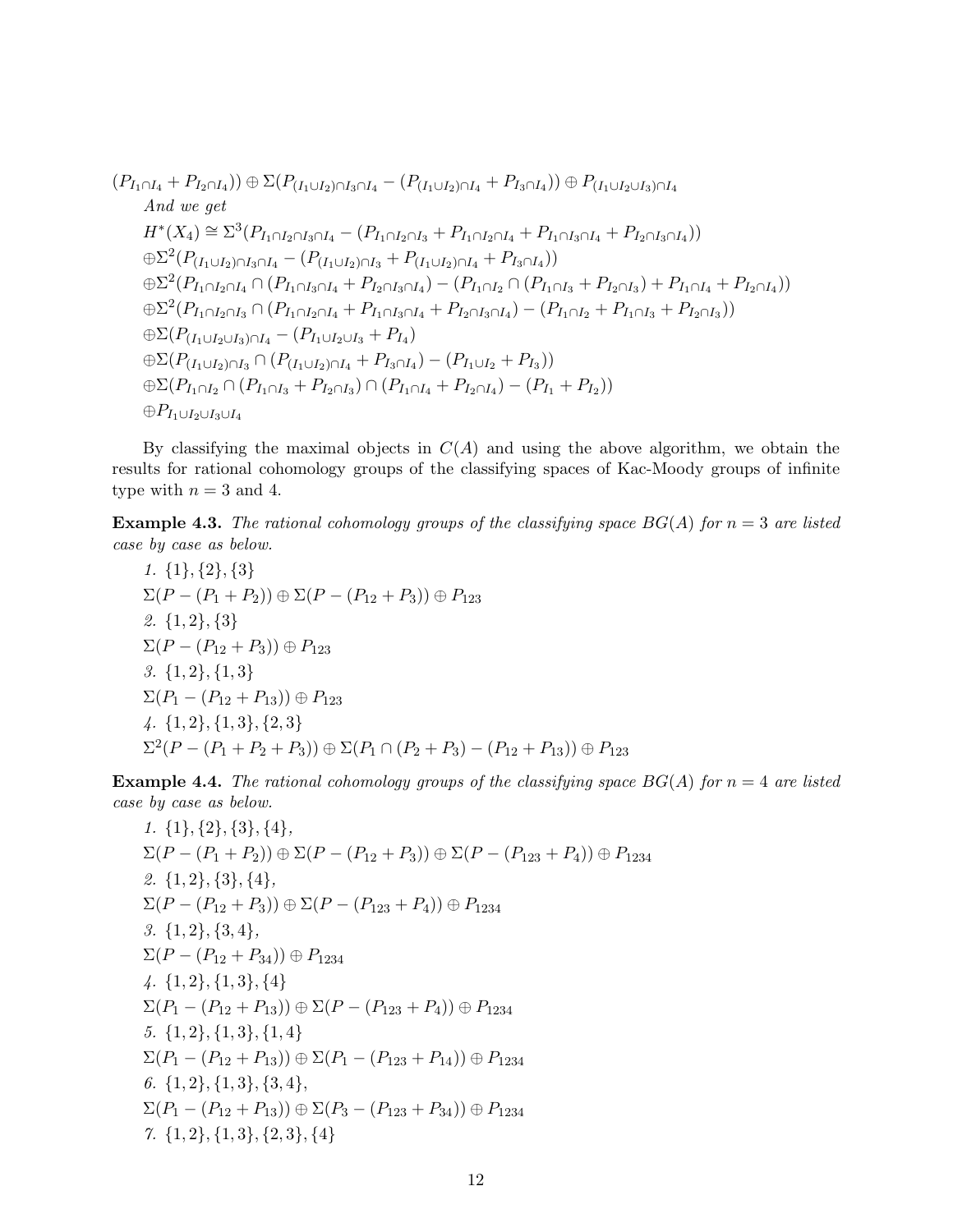$(P_{I_1\cap I_4} + P_{I_2\cap I_4})) \oplus \Sigma(P_{(I_1\cup I_2)\cap I_3\cap I_4} - (P_{(I_1\cup I_2)\cap I_4} + P_{I_3\cap I_4})) \oplus P_{(I_1\cup I_2\cup I_3)\cap I_4}$

*And we get*

$$
\begin{aligned}
&H^*(X_4) \cong \Sigma^3(P_{I_1\cap I_2\cap I_3\cap I_4} - (P_{I_1\cap I_2\cap I_3} + P_{I_1\cap I_2\cap I_4} + P_{I_1\cap I_3\cap I_4} + P_{I_2\cap I_3\cap I_4}))\\
&\oplus\Sigma^2(P_{(I_1\cup I_2)\cap I_3\cap I_4} - (P_{(I_1\cup I_2)\cap I_3} + P_{(I_1\cup I_2)\cap I_4} + P_{I_3\cap I_4}))\\
&\oplus\Sigma^2(P_{I_1\cap I_2\cap I_4} \cap (P_{I_1\cap I_3\cap I_4} + P_{I_2\cap I_3\cap I_4}) - (P_{I_1\cap I_2} \cap (P_{I_1\cap I_3} + P_{I_2\cap I_3}) + P_{I_1\cap I_4} + P_{I_2\cap I_4}))\\
&\oplus\Sigma^2(P_{I_1\cap I_2\cap I_3} \cap (P_{I_1\cap I_2\cap I_4} + P_{I_1\cap I_3\cap I_4} + P_{I_2\cap I_3\cap I_4}) - (P_{I_1\cap I_2} + P_{I_1\cap I_3} + P_{I_2\cap I_3}))\\
&\oplus\Sigma(P_{(I_1\cup I_2\cup I_3)\cap I_4} - (P_{I_1\cup I_2\cup I_3} + P_{I_4})\\
&\oplus\Sigma(P_{(I_1\cup I_2)\cap I_3} \cap (P_{(I_1\cup I_2)\cap I_4} + P_{I_3\cap I_4}) - (P_{I_1\cup I_2} + P_{I_3}))\\
&\oplus\Sigma(P_{I_1\cap I_2} \cap (P_{I_1\cap I_3} + P_{I_2\cap I_3}) \cap (P_{I_1\cap I_4} + P_{I_2\cap I_4}) - (P_{I_1} + P_{I_2}))\\
&\oplus P_{I_1\cup I_2\cup I_3\cup I_4}
\end{aligned}
$$

By classifying the maximal objects in $C(A)$ and using the above algorithm, we obtain the results for rational cohomology groups of the classifying spaces of Kac-Moody groups of infinite type with $n = 3$ and 4.

**Example 4.3.** *The rational cohomology groups of the classifying space $BG(A)$ for $n = 3$ are listed case by case as below.*

1. $\{1\}, \{2\}, \{3\}$
   $\Sigma(P - (P_1 + P_2)) \oplus \Sigma(P - (P_{12} + P_3)) \oplus P_{123}$
2. $\{1, 2\}, \{3\}$
   $\Sigma(P - (P_{12} + P_3)) \oplus P_{123}$
3. $\{1, 2\}, \{1, 3\}$
   $\Sigma(P_1 - (P_{12} + P_{13})) \oplus P_{123}$
4. $\{1, 2\}, \{1, 3\}, \{2, 3\}$
   $\Sigma^2(P - (P_1 + P_2 + P_3)) \oplus \Sigma(P_1 \cap (P_2 + P_3) - (P_{12} + P_{13})) \oplus P_{123}$

**Example 4.4.** *The rational cohomology groups of the classifying space $BG(A)$ for $n = 4$ are listed case by case as below.*

1. $\{1\}, \{2\}, \{3\}, \{4\}$,
   $\Sigma(P - (P_1 + P_2)) \oplus \Sigma(P - (P_{12} + P_3)) \oplus \Sigma(P - (P_{123} + P_4)) \oplus P_{1234}$
2. $\{1, 2\}, \{3\}, \{4\}$,
   $\Sigma(P - (P_{12} + P_3)) \oplus \Sigma(P - (P_{123} + P_4)) \oplus P_{1234}$
3. $\{1, 2\}, \{3, 4\}$,
   $\Sigma(P - (P_{12} + P_{34})) \oplus P_{1234}$
4. $\{1, 2\}, \{1, 3\}, \{4\}$
   $\Sigma(P_1 - (P_{12} + P_{13})) \oplus \Sigma(P - (P_{123} + P_4)) \oplus P_{1234}$
5. $\{1, 2\}, \{1, 3\}, \{1, 4\}$
   $\Sigma(P_1 - (P_{12} + P_{13})) \oplus \Sigma(P_1 - (P_{123} + P_{14})) \oplus P_{1234}$
6. $\{1, 2\}, \{1, 3\}, \{3, 4\}$,
   $\Sigma(P_1 - (P_{12} + P_{13})) \oplus \Sigma(P_3 - (P_{123} + P_{34})) \oplus P_{1234}$
7. $\{1, 2\}, \{1, 3\}, \{2, 3\}, \{4\}$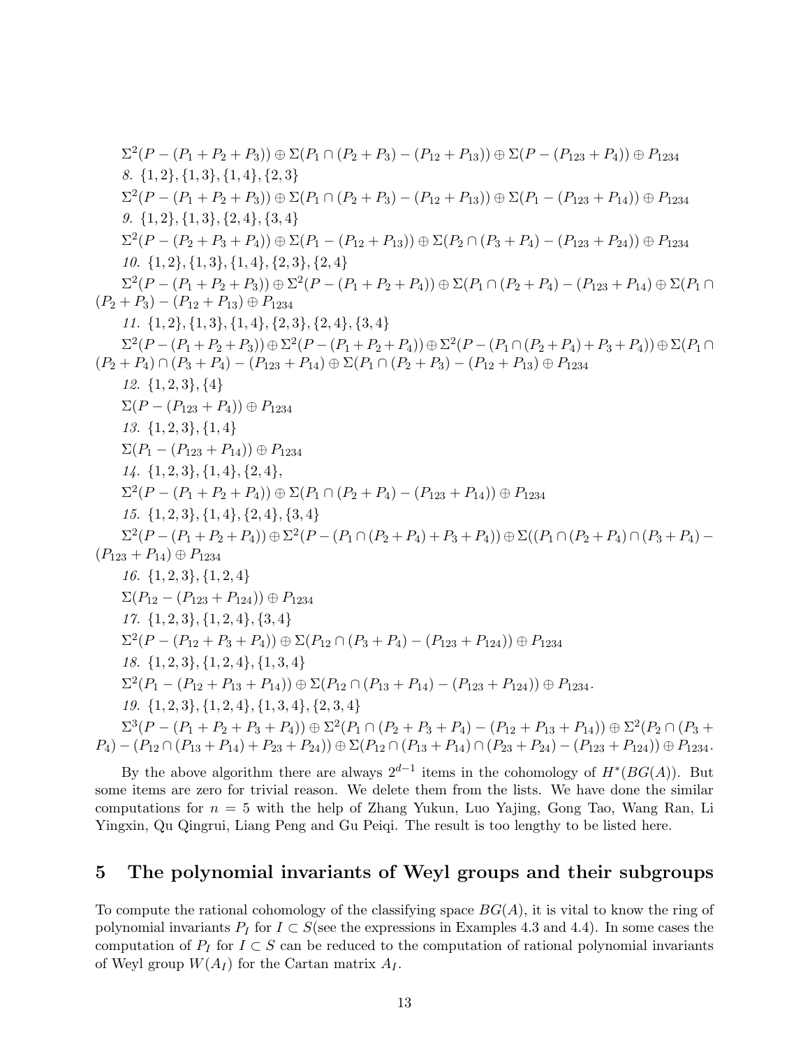$\Sigma^2(P-(P_1+P_2+P_3))\oplus\Sigma(P_1\cap(P_2+P_3)-(P_{12}+P_{13}))\oplus\Sigma(P-(P_{123}+P_4))\oplus P_{1234}$

*8.* $\{1,2\},\{1,3\},\{1,4\},\{2,3\}$

$\Sigma^2(P-(P_1+P_2+P_3))\oplus\Sigma(P_1\cap(P_2+P_3)-(P_{12}+P_{13}))\oplus\Sigma(P_1-(P_{123}+P_{14}))\oplus P_{1234}$

*9.* $\{1,2\},\{1,3\},\{2,4\},\{3,4\}$

$\Sigma^2(P-(P_2+P_3+P_4))\oplus\Sigma(P_1-(P_{12}+P_{13}))\oplus\Sigma(P_2\cap(P_3+P_4)-(P_{123}+P_{24}))\oplus P_{1234}$

*10.* $\{1,2\},\{1,3\},\{1,4\},\{2,3\},\{2,4\}$

$\Sigma^2(P-(P_1+P_2+P_3))\oplus\Sigma^2(P-(P_1+P_2+P_4))\oplus\Sigma(P_1\cap(P_2+P_4)-(P_{123}+P_{14})\oplus\Sigma(P_1\cap(P_2+P_3)-(P_{12}+P_{13})\oplus P_{1234}$

*11.* $\{1,2\},\{1,3\},\{1,4\},\{2,3\},\{2,4\},\{3,4\}$

$\Sigma^2(P-(P_1+P_2+P_3))\oplus\Sigma^2(P-(P_1+P_2+P_4))\oplus\Sigma^2(P-(P_1\cap(P_2+P_4)+P_3+P_4))\oplus\Sigma(P_1\cap(P_2+P_4)\cap(P_3+P_4)-(P_{123}+P_{14})\oplus\Sigma(P_1\cap(P_2+P_3)-(P_{12}+P_{13})\oplus P_{1234}$

*12.* $\{1,2,3\},\{4\}$

$\Sigma(P-(P_{123}+P_4))\oplus P_{1234}$

*13.* $\{1,2,3\},\{1,4\}$

$\Sigma(P_1-(P_{123}+P_{14}))\oplus P_{1234}$

*14.* $\{1,2,3\},\{1,4\},\{2,4\},$

$\Sigma^2(P-(P_1+P_2+P_4))\oplus\Sigma(P_1\cap(P_2+P_4)-(P_{123}+P_{14}))\oplus P_{1234}$

*15.* $\{1,2,3\},\{1,4\},\{2,4\},\{3,4\}$

$\Sigma^2(P-(P_1+P_2+P_4))\oplus\Sigma^2(P-(P_1\cap(P_2+P_4)+P_3+P_4))\oplus\Sigma((P_1\cap(P_2+P_4)\cap(P_3+P_4)-(P_{123}+P_{14})\oplus P_{1234}$

*16.* $\{1,2,3\},\{1,2,4\}$

$\Sigma(P_{12}-(P_{123}+P_{124}))\oplus P_{1234}$

*17.* $\{1,2,3\},\{1,2,4\},\{3,4\}$

$\Sigma^2(P-(P_{12}+P_3+P_4))\oplus\Sigma(P_{12}\cap(P_3+P_4)-(P_{123}+P_{124}))\oplus P_{1234}$

*18.* $\{1,2,3\},\{1,2,4\},\{1,3,4\}$

$\Sigma^2(P_1-(P_{12}+P_{13}+P_{14}))\oplus\Sigma(P_{12}\cap(P_{13}+P_{14})-(P_{123}+P_{124}))\oplus P_{1234}.$

*19.* $\{1,2,3\},\{1,2,4\},\{1,3,4\},\{2,3,4\}$

$\Sigma^3(P-(P_1+P_2+P_3+P_4))\oplus\Sigma^2(P_1\cap(P_2+P_3+P_4)-(P_{12}+P_{13}+P_{14}))\oplus\Sigma^2(P_2\cap(P_3+P_4)-(P_{12}\cap(P_{13}+P_{14})+P_{23}+P_{24}))\oplus\Sigma(P_{12}\cap(P_{13}+P_{14})\cap(P_{23}+P_{24})-(P_{123}+P_{124}))\oplus P_{1234}.$

By the above algorithm there are always $2^{d-1}$ items in the cohomology of $H^*(BG(A))$. But some items are zero for trivial reason. We delete them from the lists. We have done the similar computations for $n=5$ with the help of Zhang Yukun, Luo Yajing, Gong Tao, Wang Ran, Li Yingxin, Qu Qingrui, Liang Peng and Gu Peiqi. The result is too lengthy to be listed here.

## 5 The polynomial invariants of Weyl groups and their subgroups

To compute the rational cohomology of the classifying space $BG(A)$, it is vital to know the ring of polynomial invariants $P_I$ for $I\subset S$(see the expressions in Examples 4.3 and 4.4). In some cases the computation of $P_I$ for $I\subset S$ can be reduced to the computation of rational polynomial invariants of Weyl group $W(A_I)$ for the Cartan matrix $A_I$.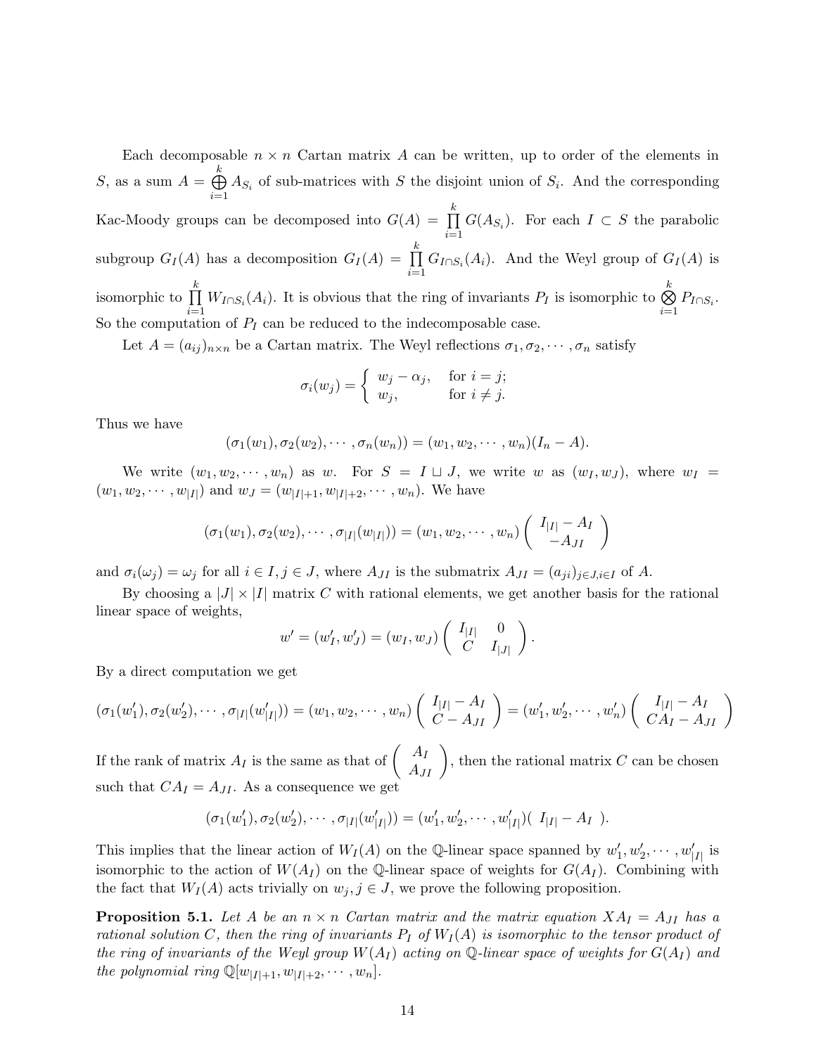Each decomposable $n \times n$ Cartan matrix $A$ can be written, up to order of the elements in $S$, as a sum $A = \bigoplus_{i=1}^{k} A_{S_i}$ of sub-matrices with $S$ the disjoint union of $S_i$. And the corresponding Kac-Moody groups can be decomposed into $G(A) = \prod_{i=1}^{k} G(A_{S_i})$. For each $I \subset S$ the parabolic subgroup $G_I(A)$ has a decomposition $G_I(A) = \prod_{i=1}^{k} G_{I\cap S_i}(A_i)$. And the Weyl group of $G_I(A)$ is isomorphic to $\prod_{i=1}^{k} W_{I\cap S_i}(A_i)$. It is obvious that the ring of invariants $P_I$ is isomorphic to $\bigotimes_{i=1}^{k} P_{I\cap S_i}$. So the computation of $P_I$ can be reduced to the indecomposable case.

Let $A = (a_{ij})_{n\times n}$ be a Cartan matrix. The Weyl reflections $\sigma_1, \sigma_2, \cdots, \sigma_n$ satisfy

$$\sigma_i(w_j) = \begin{cases} w_j - \alpha_j, & \text{for } i = j; \\ w_j, & \text{for } i \neq j. \end{cases}$$

Thus we have

$$(\sigma_1(w_1), \sigma_2(w_2), \cdots, \sigma_n(w_n)) = (w_1, w_2, \cdots, w_n)(I_n - A).$$

We write $(w_1, w_2, \cdots, w_n)$ as $w$. For $S = I \sqcup J$, we write $w$ as $(w_I, w_J)$, where $w_I = (w_1, w_2, \cdots, w_{|I|})$ and $w_J = (w_{|I|+1}, w_{|I|+2}, \cdots, w_n)$. We have

$$(\sigma_1(w_1), \sigma_2(w_2), \cdots, \sigma_{|I|}(w_{|I|})) = (w_1, w_2, \cdots, w_n)\begin{pmatrix} I_{|I|} - A_I \\ -A_{JI} \end{pmatrix}$$

and $\sigma_i(\omega_j) = \omega_j$ for all $i \in I, j \in J$, where $A_{JI}$ is the submatrix $A_{JI} = (a_{ji})_{j\in J, i\in I}$ of $A$.

By choosing a $|J| \times |I|$ matrix $C$ with rational elements, we get another basis for the rational linear space of weights,

$$w' = (w'_I, w'_J) = (w_I, w_J)\begin{pmatrix} I_{|I|} & 0 \\ C & I_{|J|} \end{pmatrix}.$$

By a direct computation we get

$$(\sigma_1(w'_1), \sigma_2(w'_2), \cdots, \sigma_{|I|}(w'_{|I|})) = (w_1, w_2, \cdots, w_n)\begin{pmatrix} I_{|I|} - A_I \\ C - A_{JI} \end{pmatrix} = (w'_1, w'_2, \cdots, w'_n)\begin{pmatrix} I_{|I|} - A_I \\ CA_I - A_{JI} \end{pmatrix}$$

If the rank of matrix $A_I$ is the same as that of $\begin{pmatrix} A_I \\ A_{JI} \end{pmatrix}$, then the rational matrix $C$ can be chosen such that $CA_I = A_{JI}$. As a consequence we get

$$(\sigma_1(w'_1), \sigma_2(w'_2), \cdots, \sigma_{|I|}(w'_{|I|})) = (w'_1, w'_2, \cdots, w'_{|I|})(\ I_{|I|} - A_I\ ).$$

This implies that the linear action of $W_I(A)$ on the $\mathbb{Q}$-linear space spanned by $w'_1, w'_2, \cdots, w'_{|I|}$ is isomorphic to the action of $W(A_I)$ on the $\mathbb{Q}$-linear space of weights for $G(A_I)$. Combining with the fact that $W_I(A)$ acts trivially on $w_j, j \in J$, we prove the following proposition.

**Proposition 5.1.** *Let $A$ be an $n \times n$ Cartan matrix and the matrix equation $XA_I = A_{JI}$ has a rational solution $C$, then the ring of invariants $P_I$ of $W_I(A)$ is isomorphic to the tensor product of the ring of invariants of the Weyl group $W(A_I)$ acting on $\mathbb{Q}$-linear space of weights for $G(A_I)$ and the polynomial ring $\mathbb{Q}[w_{|I|+1}, w_{|I|+2}, \cdots, w_n]$.*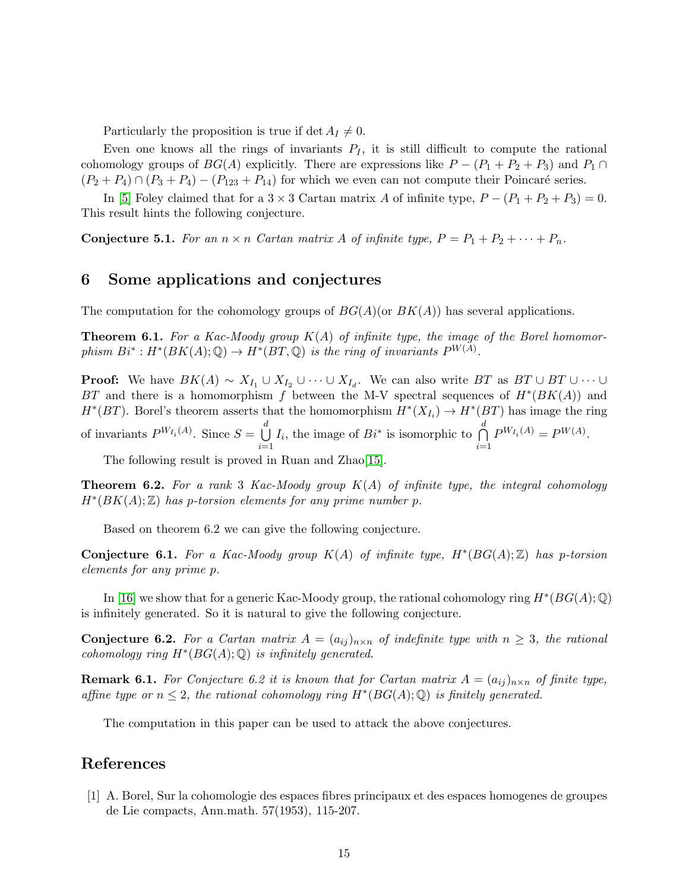Particularly the proposition is true if $\det A_I \neq 0$.

Even one knows all the rings of invariants $P_I$, it is still difficult to compute the rational cohomology groups of $BG(A)$ explicitly. There are expressions like $P - (P_1 + P_2 + P_3)$ and $P_1 \cap (P_2 + P_4) \cap (P_3 + P_4) - (P_{123} + P_{14})$ for which we even can not compute their Poincaré series.

In [5] Foley claimed that for a $3 \times 3$ Cartan matrix $A$ of infinite type, $P - (P_1 + P_2 + P_3) = 0$. This result hints the following conjecture.

**Conjecture 5.1.** *For an $n \times n$ Cartan matrix $A$ of infinite type, $P = P_1 + P_2 + \cdots + P_n$.*

# 6 Some applications and conjectures

The computation for the cohomology groups of $BG(A)$(or $BK(A)$) has several applications.

**Theorem 6.1.** *For a Kac-Moody group $K(A)$ of infinite type, the image of the Borel homomorphism $Bi^* : H^*(BK(A); \mathbb{Q}) \to H^*(BT, \mathbb{Q})$ is the ring of invariants $P^{W(A)}$.*

**Proof:** We have $BK(A) \sim X_{I_1} \cup X_{I_2} \cup \cdots \cup X_{I_d}$. We can also write $BT$ as $BT \cup BT \cup \cdots \cup BT$ and there is a homomorphism $f$ between the M-V spectral sequences of $H^*(BK(A))$ and $H^*(BT)$. Borel's theorem asserts that the homomorphism $H^*(X_{I_i}) \to H^*(BT)$ has image the ring of invariants $P^{W_{I_i}(A)}$. Since $S = \bigcup_{i=1}^{d} I_i$, the image of $Bi^*$ is isomorphic to $\bigcap_{i=1}^{d} P^{W_{I_i}(A)} = P^{W(A)}$.

The following result is proved in Ruan and Zhao[15].

**Theorem 6.2.** *For a rank 3 Kac-Moody group $K(A)$ of infinite type, the integral cohomology $H^*(BK(A); \mathbb{Z})$ has $p$-torsion elements for any prime number $p$.*

Based on theorem 6.2 we can give the following conjecture.

**Conjecture 6.1.** *For a Kac-Moody group $K(A)$ of infinite type, $H^*(BG(A); \mathbb{Z})$ has $p$-torsion elements for any prime $p$.*

In [16] we show that for a generic Kac-Moody group, the rational cohomology ring $H^*(BG(A); \mathbb{Q})$ is infinitely generated. So it is natural to give the following conjecture.

**Conjecture 6.2.** *For a Cartan matrix $A = (a_{ij})_{n \times n}$ of indefinite type with $n \geq 3$, the rational cohomology ring $H^*(BG(A); \mathbb{Q})$ is infinitely generated.*

**Remark 6.1.** *For Conjecture 6.2 it is known that for Cartan matrix $A = (a_{ij})_{n \times n}$ of finite type, affine type or $n \leq 2$, the rational cohomology ring $H^*(BG(A); \mathbb{Q})$ is finitely generated.*

The computation in this paper can be used to attack the above conjectures.

# References

[1] A. Borel, Sur la cohomologie des espaces fibres principaux et des espaces homogenes de groupes de Lie compacts, Ann.math. 57(1953), 115-207.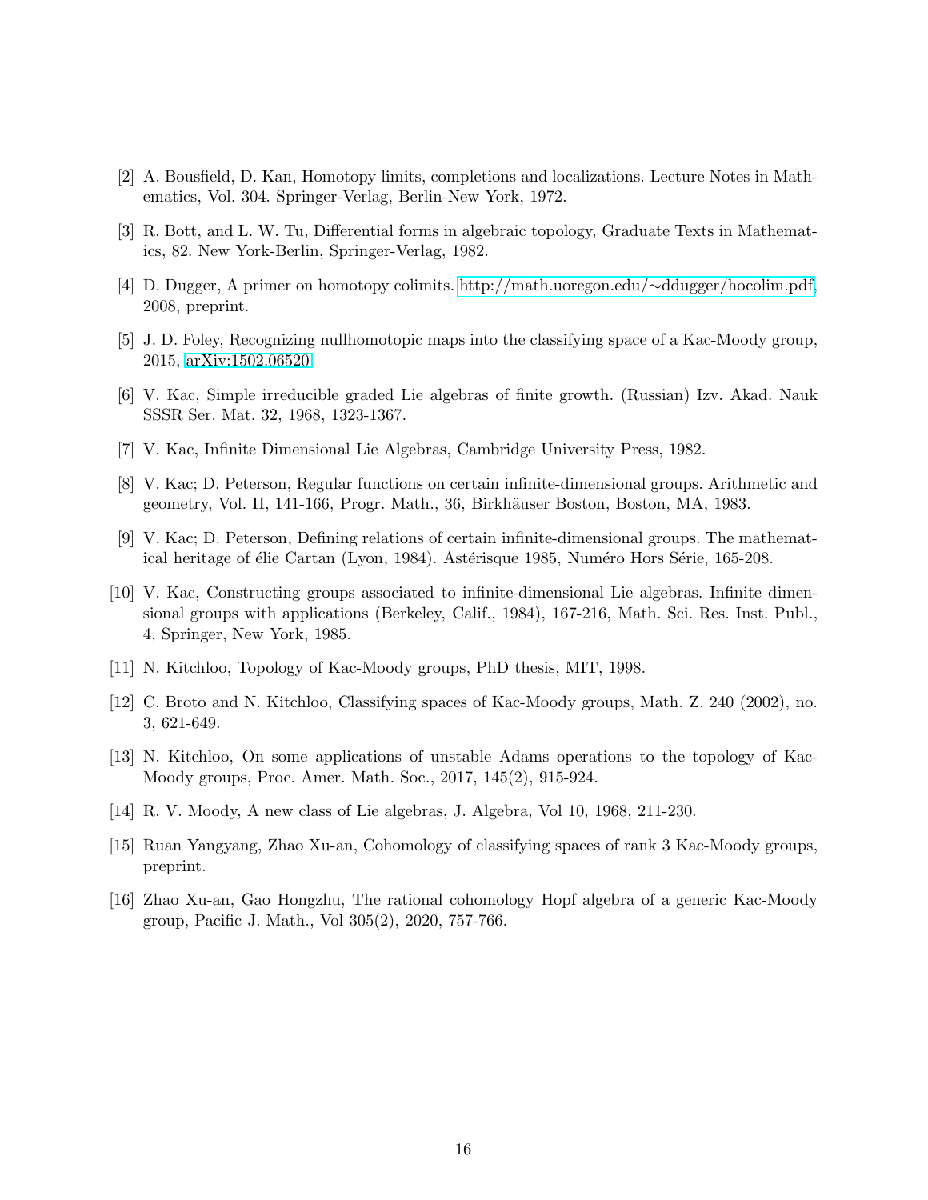[2] A. Bousfield, D. Kan, Homotopy limits, completions and localizations. Lecture Notes in Mathematics, Vol. 304. Springer-Verlag, Berlin-New York, 1972.

[3] R. Bott, and L. W. Tu, Differential forms in algebraic topology, Graduate Texts in Mathematics, 82. New York-Berlin, Springer-Verlag, 1982.

[4] D. Dugger, A primer on homotopy colimits. http://math.uoregon.edu/∼ddugger/hocolim.pdf, 2008, preprint.

[5] J. D. Foley, Recognizing nullhomotopic maps into the classifying space of a Kac-Moody group, 2015, arXiv:1502.06520.

[6] V. Kac, Simple irreducible graded Lie algebras of finite growth. (Russian) Izv. Akad. Nauk SSSR Ser. Mat. 32, 1968, 1323-1367.

[7] V. Kac, Infinite Dimensional Lie Algebras, Cambridge University Press, 1982.

[8] V. Kac; D. Peterson, Regular functions on certain infinite-dimensional groups. Arithmetic and geometry, Vol. II, 141-166, Progr. Math., 36, Birkhäuser Boston, Boston, MA, 1983.

[9] V. Kac; D. Peterson, Defining relations of certain infinite-dimensional groups. The mathematical heritage of élie Cartan (Lyon, 1984). Astérisque 1985, Numéro Hors Série, 165-208.

[10] V. Kac, Constructing groups associated to infinite-dimensional Lie algebras. Infinite dimensional groups with applications (Berkeley, Calif., 1984), 167-216, Math. Sci. Res. Inst. Publ., 4, Springer, New York, 1985.

[11] N. Kitchloo, Topology of Kac-Moody groups, PhD thesis, MIT, 1998.

[12] C. Broto and N. Kitchloo, Classifying spaces of Kac-Moody groups, Math. Z. 240 (2002), no. 3, 621-649.

[13] N. Kitchloo, On some applications of unstable Adams operations to the topology of Kac-Moody groups, Proc. Amer. Math. Soc., 2017, 145(2), 915-924.

[14] R. V. Moody, A new class of Lie algebras, J. Algebra, Vol 10, 1968, 211-230.

[15] Ruan Yangyang, Zhao Xu-an, Cohomology of classifying spaces of rank 3 Kac-Moody groups, preprint.

[16] Zhao Xu-an, Gao Hongzhu, The rational cohomology Hopf algebra of a generic Kac-Moody group, Pacific J. Math., Vol 305(2), 2020, 757-766.